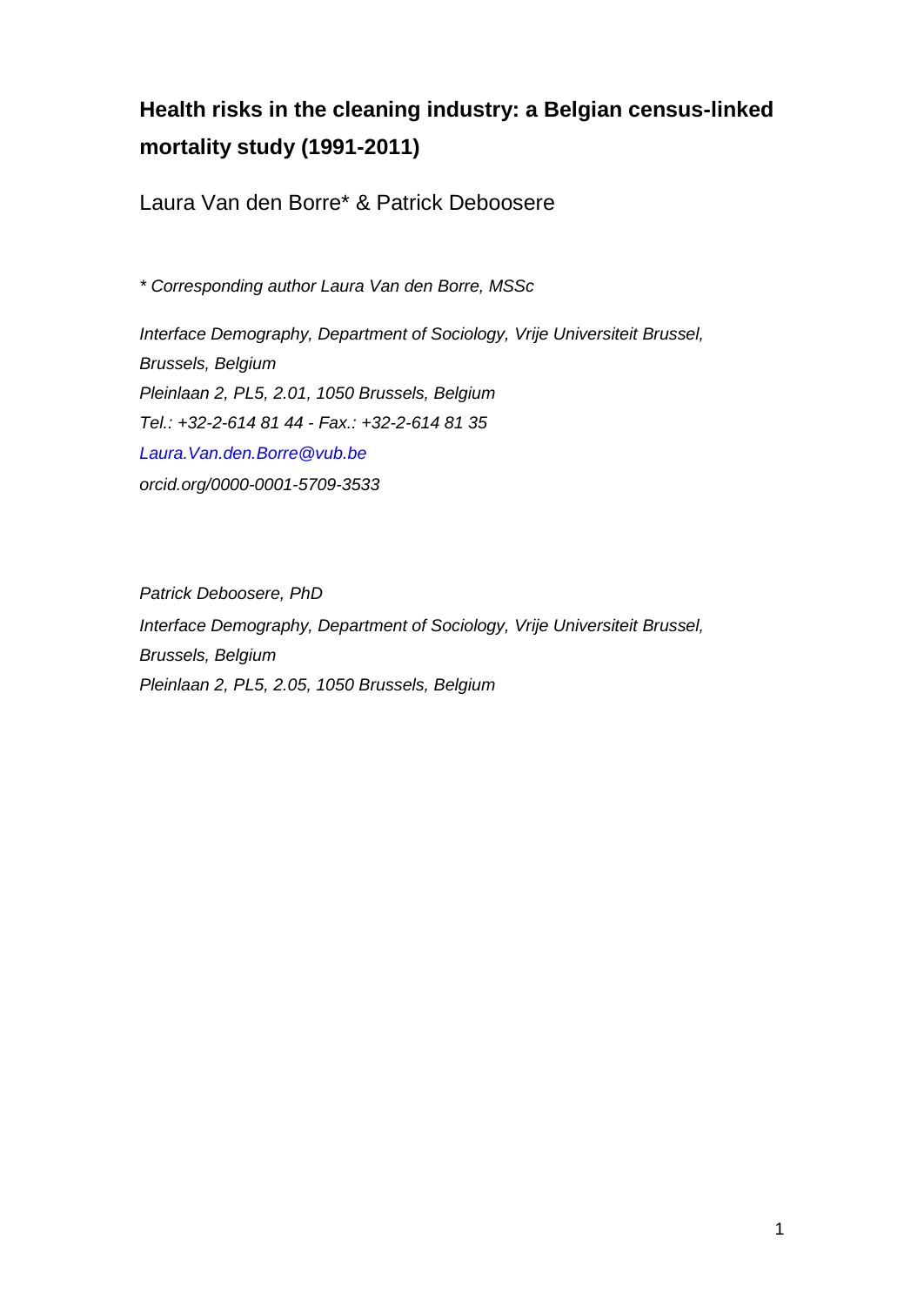# Health risks in the cleaning industry: a Belgian census-linked mortality study (1991-2011)

Laura Van den Borre* & Patrick Deboosere

*\* Corresponding author Laura Van den Borre, MSSc*

*Interface Demography, Department of Sociology, Vrije Universiteit Brussel, Brussels, Belgium*
*Pleinlaan 2, PL5, 2.01, 1050 Brussels, Belgium*
*Tel.: +32-2-614 81 44 - Fax.: +32-2-614 81 35*
*Laura.Van.den.Borre@vub.be*
*orcid.org/0000-0001-5709-3533*

*Patrick Deboosere, PhD*
*Interface Demography, Department of Sociology, Vrije Universiteit Brussel, Brussels, Belgium*
*Pleinlaan 2, PL5, 2.05, 1050 Brussels, Belgium*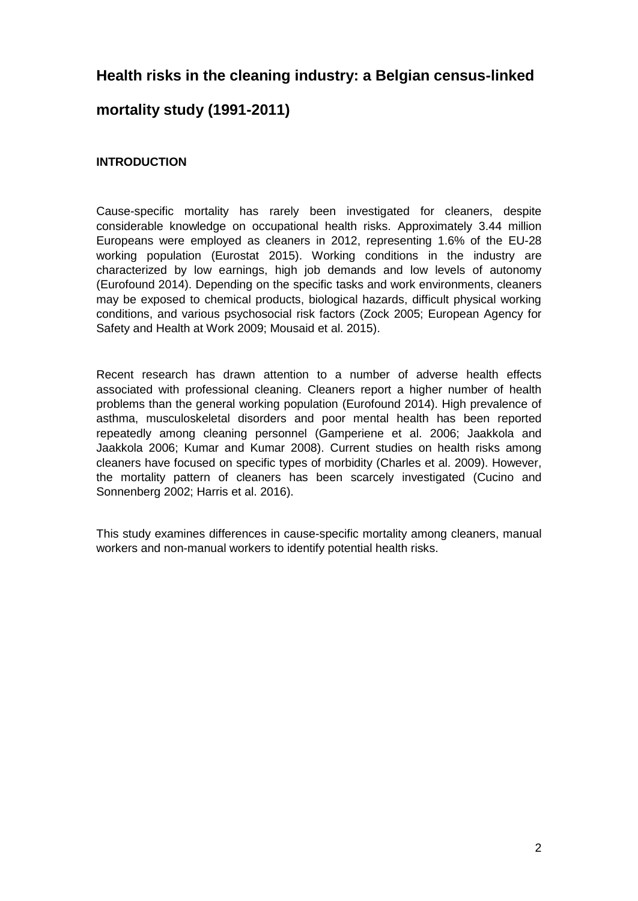# Health risks in the cleaning industry: a Belgian census-linked mortality study (1991-2011)

## INTRODUCTION

Cause-specific mortality has rarely been investigated for cleaners, despite considerable knowledge on occupational health risks. Approximately 3.44 million Europeans were employed as cleaners in 2012, representing 1.6% of the EU-28 working population (Eurostat 2015). Working conditions in the industry are characterized by low earnings, high job demands and low levels of autonomy (Eurofound 2014). Depending on the specific tasks and work environments, cleaners may be exposed to chemical products, biological hazards, difficult physical working conditions, and various psychosocial risk factors (Zock 2005; European Agency for Safety and Health at Work 2009; Mousaid et al. 2015).

Recent research has drawn attention to a number of adverse health effects associated with professional cleaning. Cleaners report a higher number of health problems than the general working population (Eurofound 2014). High prevalence of asthma, musculoskeletal disorders and poor mental health has been reported repeatedly among cleaning personnel (Gamperiene et al. 2006; Jaakkola and Jaakkola 2006; Kumar and Kumar 2008). Current studies on health risks among cleaners have focused on specific types of morbidity (Charles et al. 2009). However, the mortality pattern of cleaners has been scarcely investigated (Cucino and Sonnenberg 2002; Harris et al. 2016).

This study examines differences in cause-specific mortality among cleaners, manual workers and non-manual workers to identify potential health risks.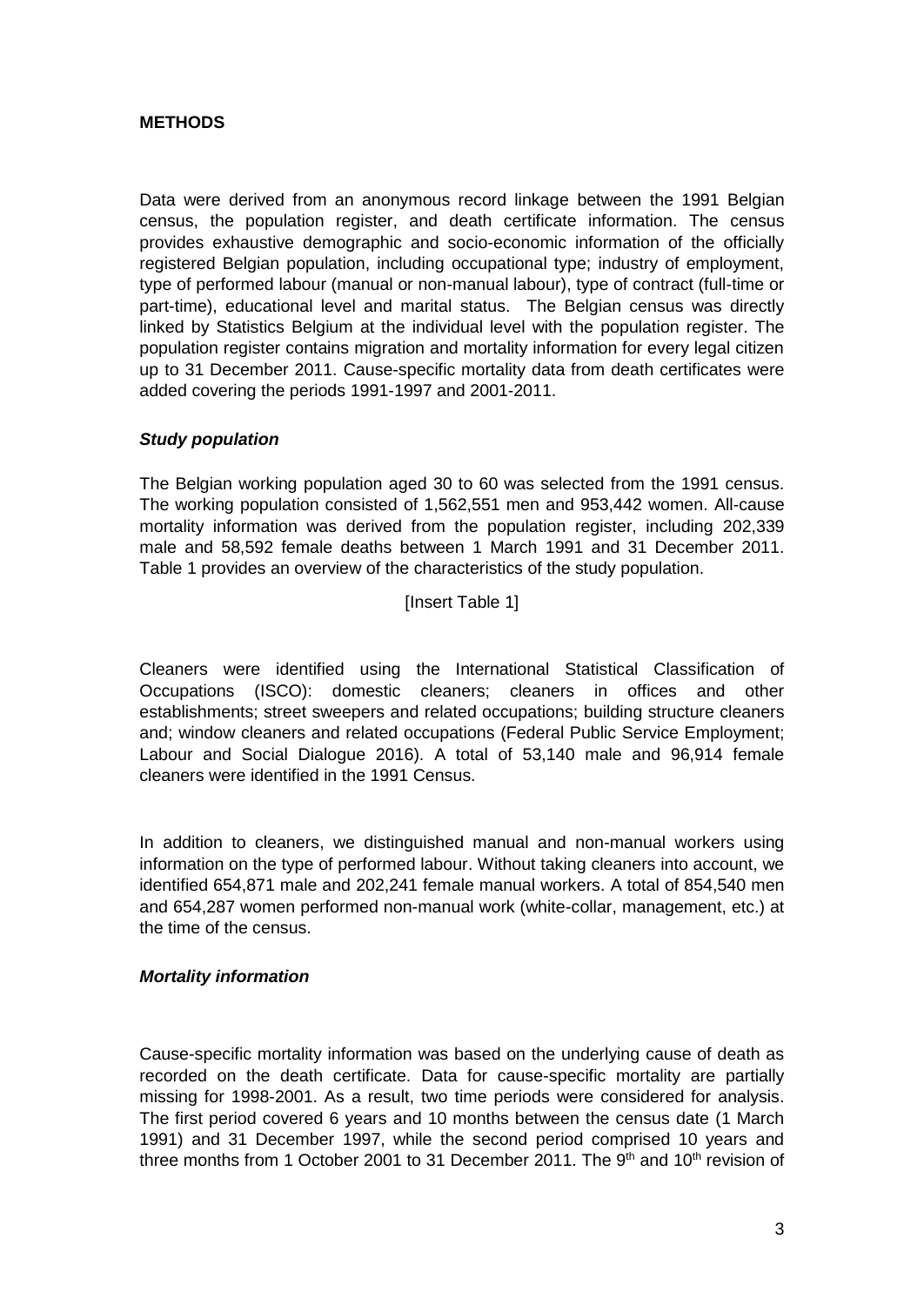**METHODS**

Data were derived from an anonymous record linkage between the 1991 Belgian census, the population register, and death certificate information. The census provides exhaustive demographic and socio-economic information of the officially registered Belgian population, including occupational type; industry of employment, type of performed labour (manual or non-manual labour), type of contract (full-time or part-time), educational level and marital status. The Belgian census was directly linked by Statistics Belgium at the individual level with the population register. The population register contains migration and mortality information for every legal citizen up to 31 December 2011. Cause-specific mortality data from death certificates were added covering the periods 1991-1997 and 2001-2011.

***Study population***

The Belgian working population aged 30 to 60 was selected from the 1991 census. The working population consisted of 1,562,551 men and 953,442 women. All-cause mortality information was derived from the population register, including 202,339 male and 58,592 female deaths between 1 March 1991 and 31 December 2011. Table 1 provides an overview of the characteristics of the study population.

[Insert Table 1]

Cleaners were identified using the International Statistical Classification of Occupations (ISCO): domestic cleaners; cleaners in offices and other establishments; street sweepers and related occupations; building structure cleaners and; window cleaners and related occupations (Federal Public Service Employment; Labour and Social Dialogue 2016). A total of 53,140 male and 96,914 female cleaners were identified in the 1991 Census.

In addition to cleaners, we distinguished manual and non-manual workers using information on the type of performed labour. Without taking cleaners into account, we identified 654,871 male and 202,241 female manual workers. A total of 854,540 men and 654,287 women performed non-manual work (white-collar, management, etc.) at the time of the census.

***Mortality information***

Cause-specific mortality information was based on the underlying cause of death as recorded on the death certificate. Data for cause-specific mortality are partially missing for 1998-2001. As a result, two time periods were considered for analysis. The first period covered 6 years and 10 months between the census date (1 March 1991) and 31 December 1997, while the second period comprised 10 years and three months from 1 October 2001 to 31 December 2011. The 9th and 10th revision of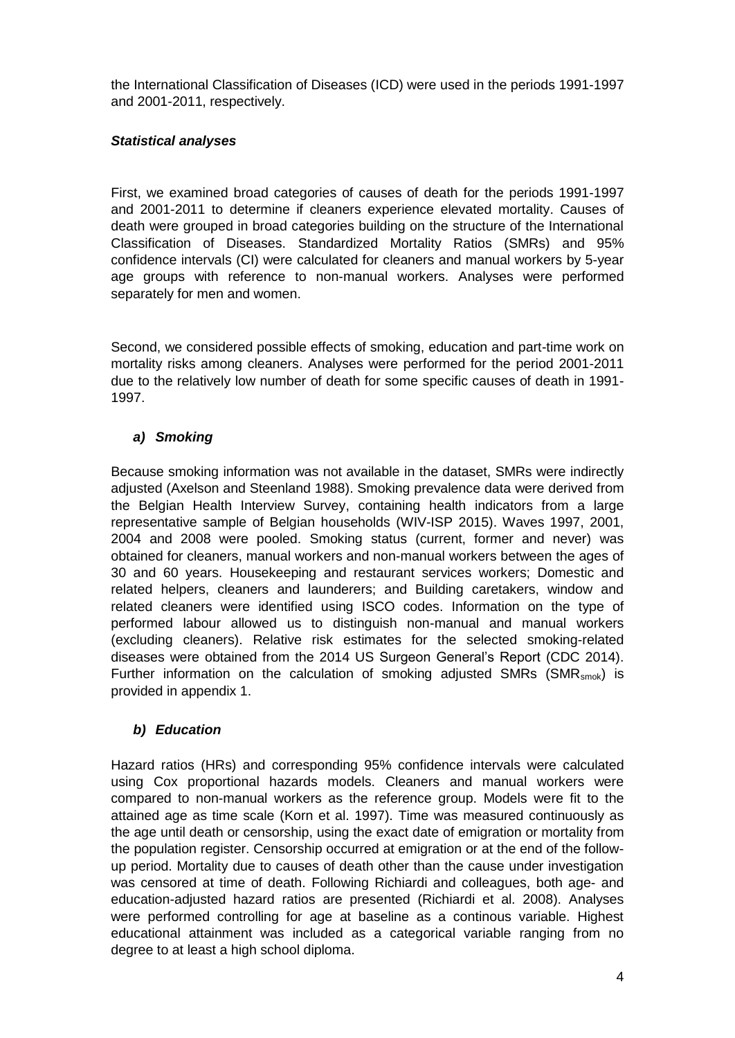the International Classification of Diseases (ICD) were used in the periods 1991-1997 and 2001-2011, respectively.

### *Statistical analyses*

First, we examined broad categories of causes of death for the periods 1991-1997 and 2001-2011 to determine if cleaners experience elevated mortality. Causes of death were grouped in broad categories building on the structure of the International Classification of Diseases. Standardized Mortality Ratios (SMRs) and 95% confidence intervals (CI) were calculated for cleaners and manual workers by 5-year age groups with reference to non-manual workers. Analyses were performed separately for men and women.

Second, we considered possible effects of smoking, education and part-time work on mortality risks among cleaners. Analyses were performed for the period 2001-2011 due to the relatively low number of death for some specific causes of death in 1991-1997.

#### *a) Smoking*

Because smoking information was not available in the dataset, SMRs were indirectly adjusted (Axelson and Steenland 1988). Smoking prevalence data were derived from the Belgian Health Interview Survey, containing health indicators from a large representative sample of Belgian households (WIV-ISP 2015). Waves 1997, 2001, 2004 and 2008 were pooled. Smoking status (current, former and never) was obtained for cleaners, manual workers and non-manual workers between the ages of 30 and 60 years. Housekeeping and restaurant services workers; Domestic and related helpers, cleaners and launderers; and Building caretakers, window and related cleaners were identified using ISCO codes. Information on the type of performed labour allowed us to distinguish non-manual and manual workers (excluding cleaners). Relative risk estimates for the selected smoking-related diseases were obtained from the 2014 US Surgeon General's Report (CDC 2014). Further information on the calculation of smoking adjusted SMRs ($SMR_{smok}$) is provided in appendix 1.

#### *b) Education*

Hazard ratios (HRs) and corresponding 95% confidence intervals were calculated using Cox proportional hazards models. Cleaners and manual workers were compared to non-manual workers as the reference group. Models were fit to the attained age as time scale (Korn et al. 1997). Time was measured continuously as the age until death or censorship, using the exact date of emigration or mortality from the population register. Censorship occurred at emigration or at the end of the follow-up period. Mortality due to causes of death other than the cause under investigation was censored at time of death. Following Richiardi and colleagues, both age- and education-adjusted hazard ratios are presented (Richiardi et al. 2008). Analyses were performed controlling for age at baseline as a continous variable. Highest educational attainment was included as a categorical variable ranging from no degree to at least a high school diploma.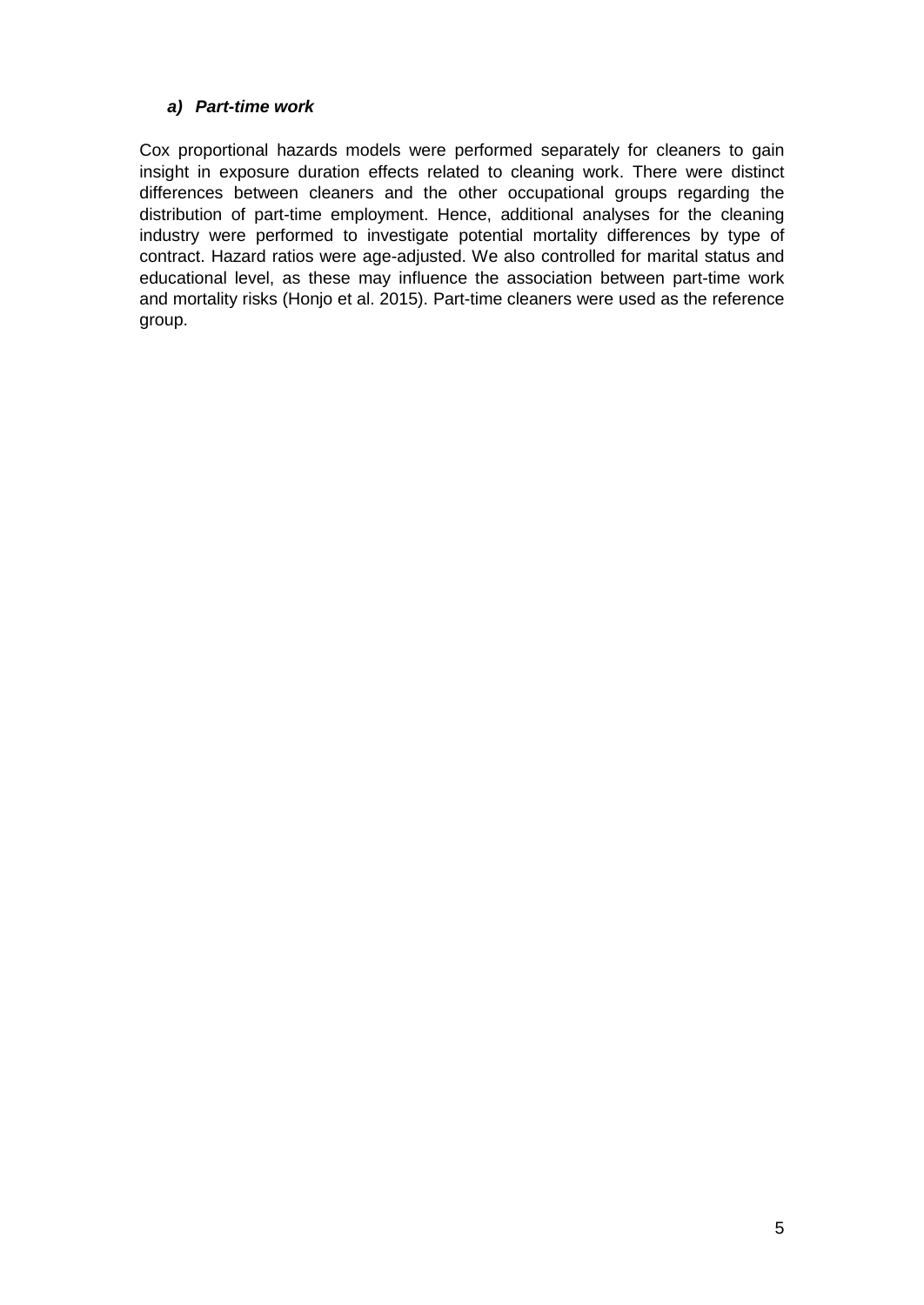### *a) Part-time work*

Cox proportional hazards models were performed separately for cleaners to gain insight in exposure duration effects related to cleaning work. There were distinct differences between cleaners and the other occupational groups regarding the distribution of part-time employment. Hence, additional analyses for the cleaning industry were performed to investigate potential mortality differences by type of contract. Hazard ratios were age-adjusted. We also controlled for marital status and educational level, as these may influence the association between part-time work and mortality risks (Honjo et al. 2015). Part-time cleaners were used as the reference group.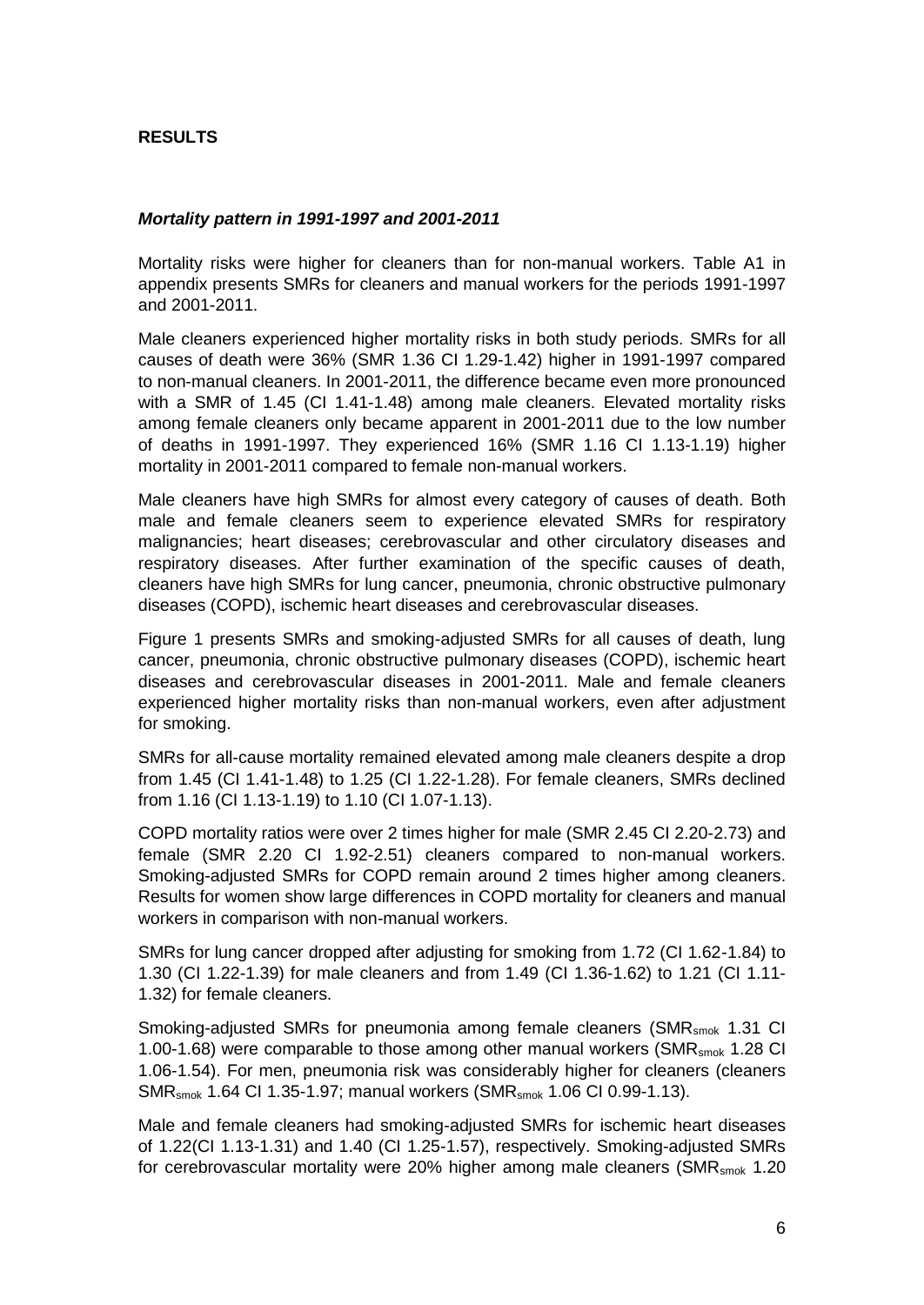## RESULTS

### *Mortality pattern in 1991-1997 and 2001-2011*

Mortality risks were higher for cleaners than for non-manual workers. Table A1 in appendix presents SMRs for cleaners and manual workers for the periods 1991-1997 and 2001-2011.

Male cleaners experienced higher mortality risks in both study periods. SMRs for all causes of death were 36% (SMR 1.36 CI 1.29-1.42) higher in 1991-1997 compared to non-manual cleaners. In 2001-2011, the difference became even more pronounced with a SMR of 1.45 (CI 1.41-1.48) among male cleaners. Elevated mortality risks among female cleaners only became apparent in 2001-2011 due to the low number of deaths in 1991-1997. They experienced 16% (SMR 1.16 CI 1.13-1.19) higher mortality in 2001-2011 compared to female non-manual workers.

Male cleaners have high SMRs for almost every category of causes of death. Both male and female cleaners seem to experience elevated SMRs for respiratory malignancies; heart diseases; cerebrovascular and other circulatory diseases and respiratory diseases. After further examination of the specific causes of death, cleaners have high SMRs for lung cancer, pneumonia, chronic obstructive pulmonary diseases (COPD), ischemic heart diseases and cerebrovascular diseases.

Figure 1 presents SMRs and smoking-adjusted SMRs for all causes of death, lung cancer, pneumonia, chronic obstructive pulmonary diseases (COPD), ischemic heart diseases and cerebrovascular diseases in 2001-2011. Male and female cleaners experienced higher mortality risks than non-manual workers, even after adjustment for smoking.

SMRs for all-cause mortality remained elevated among male cleaners despite a drop from 1.45 (CI 1.41-1.48) to 1.25 (CI 1.22-1.28). For female cleaners, SMRs declined from 1.16 (CI 1.13-1.19) to 1.10 (CI 1.07-1.13).

COPD mortality ratios were over 2 times higher for male (SMR 2.45 CI 2.20-2.73) and female (SMR 2.20 CI 1.92-2.51) cleaners compared to non-manual workers. Smoking-adjusted SMRs for COPD remain around 2 times higher among cleaners. Results for women show large differences in COPD mortality for cleaners and manual workers in comparison with non-manual workers.

SMRs for lung cancer dropped after adjusting for smoking from 1.72 (CI 1.62-1.84) to 1.30 (CI 1.22-1.39) for male cleaners and from 1.49 (CI 1.36-1.62) to 1.21 (CI 1.11-1.32) for female cleaners.

Smoking-adjusted SMRs for pneumonia among female cleaners ($SMR_{smok}$ 1.31 CI 1.00-1.68) were comparable to those among other manual workers ($SMR_{smok}$ 1.28 CI 1.06-1.54). For men, pneumonia risk was considerably higher for cleaners (cleaners $SMR_{smok}$ 1.64 CI 1.35-1.97; manual workers ($SMR_{smok}$ 1.06 CI 0.99-1.13).

Male and female cleaners had smoking-adjusted SMRs for ischemic heart diseases of 1.22(CI 1.13-1.31) and 1.40 (CI 1.25-1.57), respectively. Smoking-adjusted SMRs for cerebrovascular mortality were 20% higher among male cleaners ($SMR_{smok}$ 1.20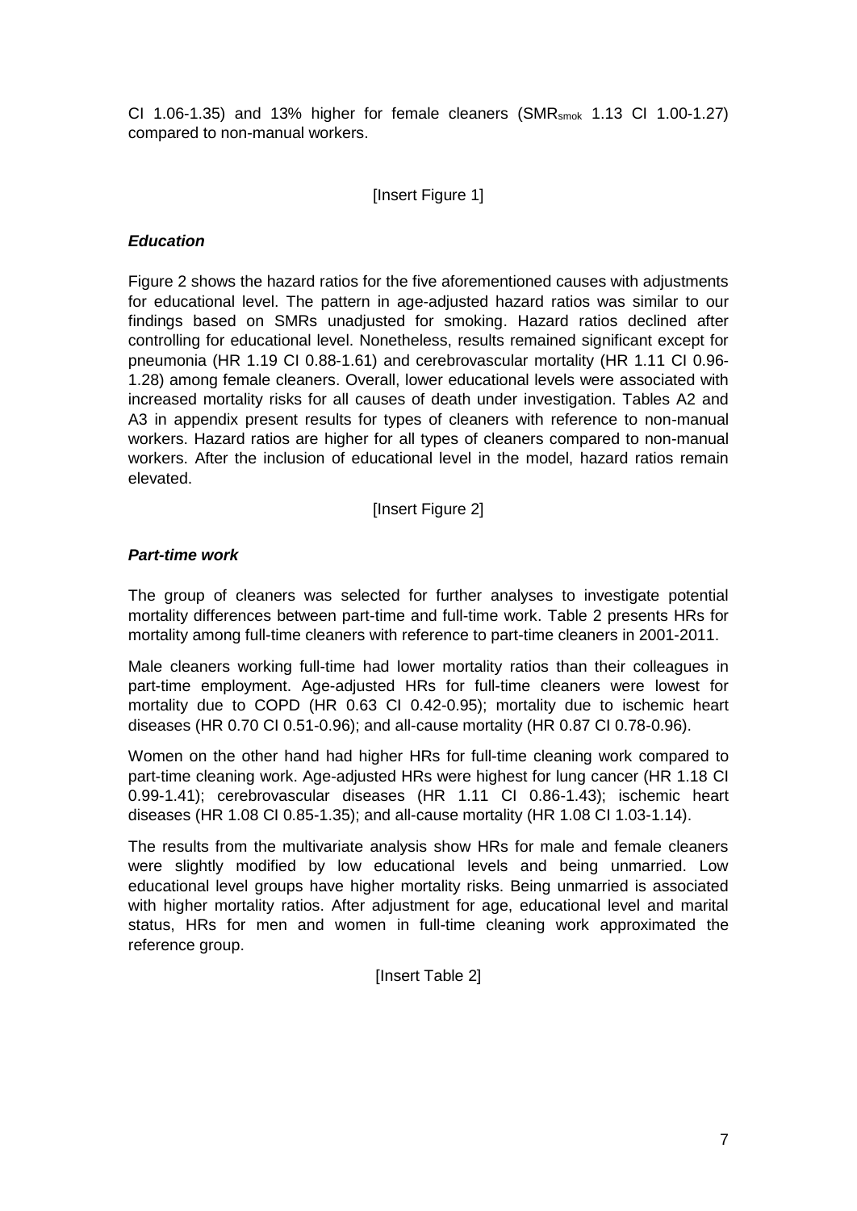CI 1.06-1.35) and 13% higher for female cleaners ($SMR_{smok}$ 1.13 CI 1.00-1.27) compared to non-manual workers.

[Insert Figure 1]

### *Education*

Figure 2 shows the hazard ratios for the five aforementioned causes with adjustments for educational level. The pattern in age-adjusted hazard ratios was similar to our findings based on SMRs unadjusted for smoking. Hazard ratios declined after controlling for educational level. Nonetheless, results remained significant except for pneumonia (HR 1.19 CI 0.88-1.61) and cerebrovascular mortality (HR 1.11 CI 0.96-1.28) among female cleaners. Overall, lower educational levels were associated with increased mortality risks for all causes of death under investigation. Tables A2 and A3 in appendix present results for types of cleaners with reference to non-manual workers. Hazard ratios are higher for all types of cleaners compared to non-manual workers. After the inclusion of educational level in the model, hazard ratios remain elevated.

[Insert Figure 2]

### *Part-time work*

The group of cleaners was selected for further analyses to investigate potential mortality differences between part-time and full-time work. Table 2 presents HRs for mortality among full-time cleaners with reference to part-time cleaners in 2001-2011.

Male cleaners working full-time had lower mortality ratios than their colleagues in part-time employment. Age-adjusted HRs for full-time cleaners were lowest for mortality due to COPD (HR 0.63 CI 0.42-0.95); mortality due to ischemic heart diseases (HR 0.70 CI 0.51-0.96); and all-cause mortality (HR 0.87 CI 0.78-0.96).

Women on the other hand had higher HRs for full-time cleaning work compared to part-time cleaning work. Age-adjusted HRs were highest for lung cancer (HR 1.18 CI 0.99-1.41); cerebrovascular diseases (HR 1.11 CI 0.86-1.43); ischemic heart diseases (HR 1.08 CI 0.85-1.35); and all-cause mortality (HR 1.08 CI 1.03-1.14).

The results from the multivariate analysis show HRs for male and female cleaners were slightly modified by low educational levels and being unmarried. Low educational level groups have higher mortality risks. Being unmarried is associated with higher mortality ratios. After adjustment for age, educational level and marital status, HRs for men and women in full-time cleaning work approximated the reference group.

[Insert Table 2]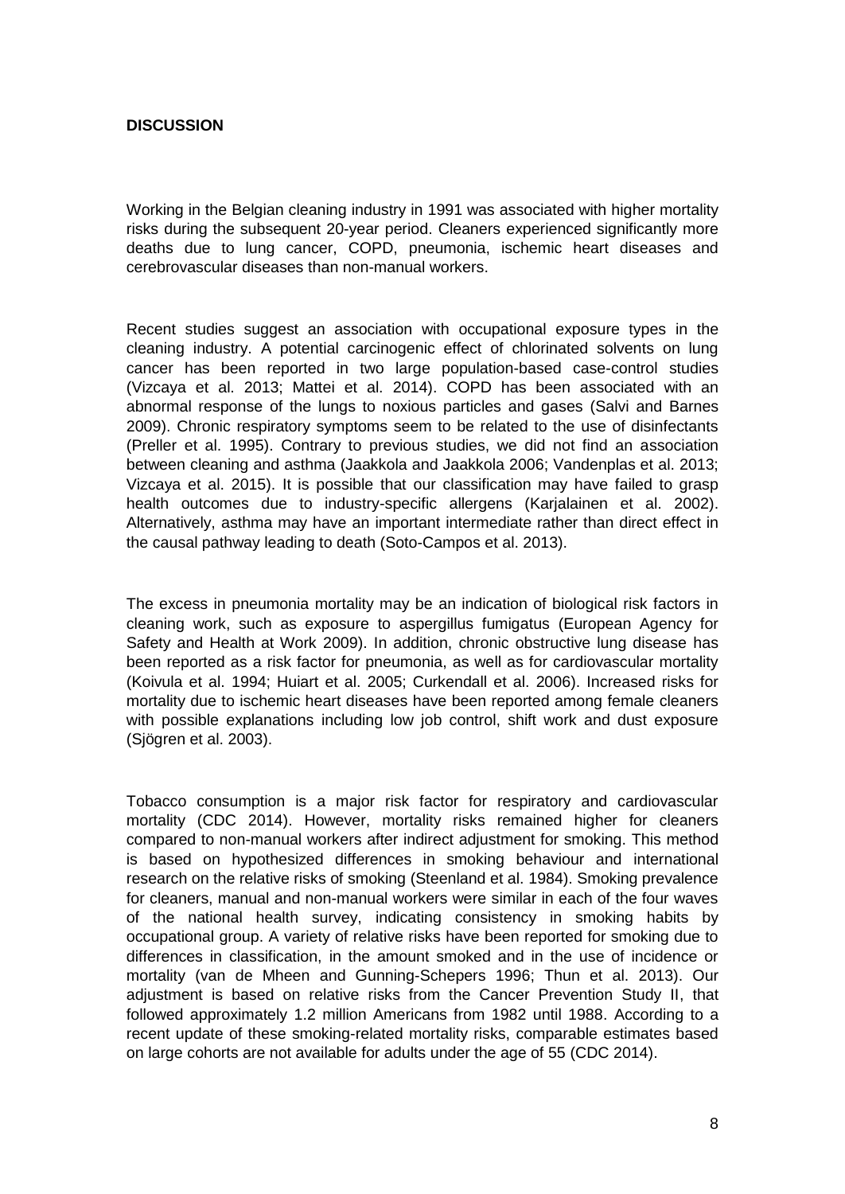## DISCUSSION

Working in the Belgian cleaning industry in 1991 was associated with higher mortality risks during the subsequent 20-year period. Cleaners experienced significantly more deaths due to lung cancer, COPD, pneumonia, ischemic heart diseases and cerebrovascular diseases than non-manual workers.

Recent studies suggest an association with occupational exposure types in the cleaning industry. A potential carcinogenic effect of chlorinated solvents on lung cancer has been reported in two large population-based case-control studies (Vizcaya et al. 2013; Mattei et al. 2014). COPD has been associated with an abnormal response of the lungs to noxious particles and gases (Salvi and Barnes 2009). Chronic respiratory symptoms seem to be related to the use of disinfectants (Preller et al. 1995). Contrary to previous studies, we did not find an association between cleaning and asthma (Jaakkola and Jaakkola 2006; Vandenplas et al. 2013; Vizcaya et al. 2015). It is possible that our classification may have failed to grasp health outcomes due to industry-specific allergens (Karjalainen et al. 2002). Alternatively, asthma may have an important intermediate rather than direct effect in the causal pathway leading to death (Soto-Campos et al. 2013).

The excess in pneumonia mortality may be an indication of biological risk factors in cleaning work, such as exposure to aspergillus fumigatus (European Agency for Safety and Health at Work 2009). In addition, chronic obstructive lung disease has been reported as a risk factor for pneumonia, as well as for cardiovascular mortality (Koivula et al. 1994; Huiart et al. 2005; Curkendall et al. 2006). Increased risks for mortality due to ischemic heart diseases have been reported among female cleaners with possible explanations including low job control, shift work and dust exposure (Sjögren et al. 2003).

Tobacco consumption is a major risk factor for respiratory and cardiovascular mortality (CDC 2014). However, mortality risks remained higher for cleaners compared to non-manual workers after indirect adjustment for smoking. This method is based on hypothesized differences in smoking behaviour and international research on the relative risks of smoking (Steenland et al. 1984). Smoking prevalence for cleaners, manual and non-manual workers were similar in each of the four waves of the national health survey, indicating consistency in smoking habits by occupational group. A variety of relative risks have been reported for smoking due to differences in classification, in the amount smoked and in the use of incidence or mortality (van de Mheen and Gunning-Schepers 1996; Thun et al. 2013). Our adjustment is based on relative risks from the Cancer Prevention Study II, that followed approximately 1.2 million Americans from 1982 until 1988. According to a recent update of these smoking-related mortality risks, comparable estimates based on large cohorts are not available for adults under the age of 55 (CDC 2014).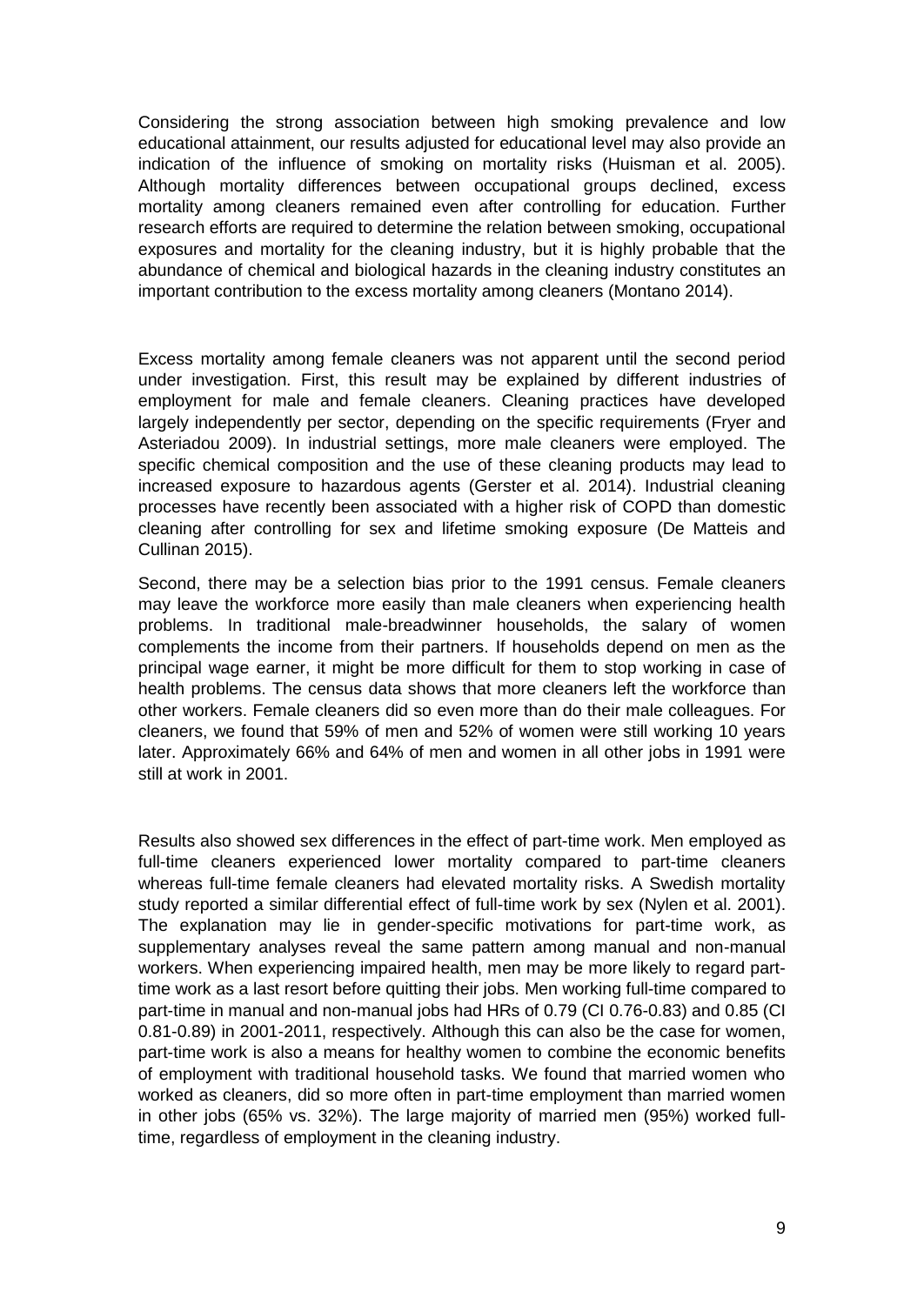Considering the strong association between high smoking prevalence and low educational attainment, our results adjusted for educational level may also provide an indication of the influence of smoking on mortality risks (Huisman et al. 2005). Although mortality differences between occupational groups declined, excess mortality among cleaners remained even after controlling for education. Further research efforts are required to determine the relation between smoking, occupational exposures and mortality for the cleaning industry, but it is highly probable that the abundance of chemical and biological hazards in the cleaning industry constitutes an important contribution to the excess mortality among cleaners (Montano 2014).

Excess mortality among female cleaners was not apparent until the second period under investigation. First, this result may be explained by different industries of employment for male and female cleaners. Cleaning practices have developed largely independently per sector, depending on the specific requirements (Fryer and Asteriadou 2009). In industrial settings, more male cleaners were employed. The specific chemical composition and the use of these cleaning products may lead to increased exposure to hazardous agents (Gerster et al. 2014). Industrial cleaning processes have recently been associated with a higher risk of COPD than domestic cleaning after controlling for sex and lifetime smoking exposure (De Matteis and Cullinan 2015).

Second, there may be a selection bias prior to the 1991 census. Female cleaners may leave the workforce more easily than male cleaners when experiencing health problems. In traditional male-breadwinner households, the salary of women complements the income from their partners. If households depend on men as the principal wage earner, it might be more difficult for them to stop working in case of health problems. The census data shows that more cleaners left the workforce than other workers. Female cleaners did so even more than do their male colleagues. For cleaners, we found that 59% of men and 52% of women were still working 10 years later. Approximately 66% and 64% of men and women in all other jobs in 1991 were still at work in 2001.

Results also showed sex differences in the effect of part-time work. Men employed as full-time cleaners experienced lower mortality compared to part-time cleaners whereas full-time female cleaners had elevated mortality risks. A Swedish mortality study reported a similar differential effect of full-time work by sex (Nylen et al. 2001). The explanation may lie in gender-specific motivations for part-time work, as supplementary analyses reveal the same pattern among manual and non-manual workers. When experiencing impaired health, men may be more likely to regard part-time work as a last resort before quitting their jobs. Men working full-time compared to part-time in manual and non-manual jobs had HRs of 0.79 (CI 0.76-0.83) and 0.85 (CI 0.81-0.89) in 2001-2011, respectively. Although this can also be the case for women, part-time work is also a means for healthy women to combine the economic benefits of employment with traditional household tasks. We found that married women who worked as cleaners, did so more often in part-time employment than married women in other jobs (65% vs. 32%). The large majority of married men (95%) worked full-time, regardless of employment in the cleaning industry.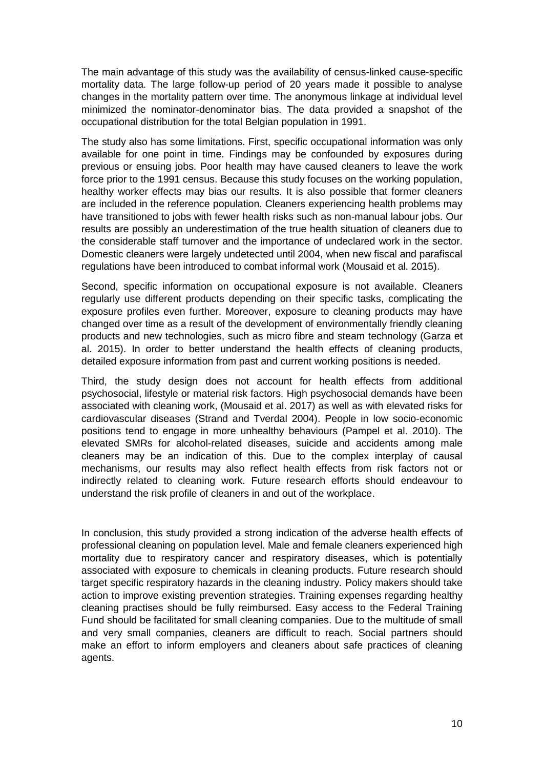The main advantage of this study was the availability of census-linked cause-specific mortality data. The large follow-up period of 20 years made it possible to analyse changes in the mortality pattern over time. The anonymous linkage at individual level minimized the nominator-denominator bias. The data provided a snapshot of the occupational distribution for the total Belgian population in 1991.

The study also has some limitations. First, specific occupational information was only available for one point in time. Findings may be confounded by exposures during previous or ensuing jobs. Poor health may have caused cleaners to leave the work force prior to the 1991 census. Because this study focuses on the working population, healthy worker effects may bias our results. It is also possible that former cleaners are included in the reference population. Cleaners experiencing health problems may have transitioned to jobs with fewer health risks such as non-manual labour jobs. Our results are possibly an underestimation of the true health situation of cleaners due to the considerable staff turnover and the importance of undeclared work in the sector. Domestic cleaners were largely undetected until 2004, when new fiscal and parafiscal regulations have been introduced to combat informal work (Mousaid et al. 2015).

Second, specific information on occupational exposure is not available. Cleaners regularly use different products depending on their specific tasks, complicating the exposure profiles even further. Moreover, exposure to cleaning products may have changed over time as a result of the development of environmentally friendly cleaning products and new technologies, such as micro fibre and steam technology (Garza et al. 2015). In order to better understand the health effects of cleaning products, detailed exposure information from past and current working positions is needed.

Third, the study design does not account for health effects from additional psychosocial, lifestyle or material risk factors. High psychosocial demands have been associated with cleaning work, (Mousaid et al. 2017) as well as with elevated risks for cardiovascular diseases (Strand and Tverdal 2004). People in low socio-economic positions tend to engage in more unhealthy behaviours (Pampel et al. 2010). The elevated SMRs for alcohol-related diseases, suicide and accidents among male cleaners may be an indication of this. Due to the complex interplay of causal mechanisms, our results may also reflect health effects from risk factors not or indirectly related to cleaning work. Future research efforts should endeavour to understand the risk profile of cleaners in and out of the workplace.

In conclusion, this study provided a strong indication of the adverse health effects of professional cleaning on population level. Male and female cleaners experienced high mortality due to respiratory cancer and respiratory diseases, which is potentially associated with exposure to chemicals in cleaning products. Future research should target specific respiratory hazards in the cleaning industry. Policy makers should take action to improve existing prevention strategies. Training expenses regarding healthy cleaning practises should be fully reimbursed. Easy access to the Federal Training Fund should be facilitated for small cleaning companies. Due to the multitude of small and very small companies, cleaners are difficult to reach. Social partners should make an effort to inform employers and cleaners about safe practices of cleaning agents.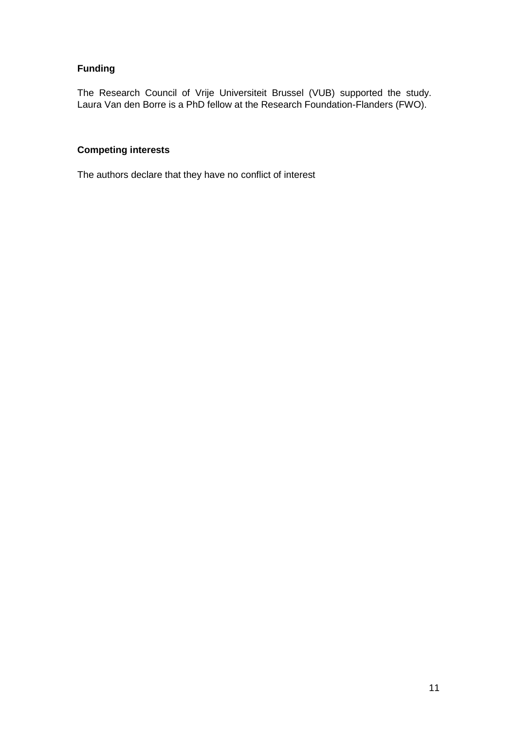## Funding

The Research Council of Vrije Universiteit Brussel (VUB) supported the study. Laura Van den Borre is a PhD fellow at the Research Foundation-Flanders (FWO).

## Competing interests

The authors declare that they have no conflict of interest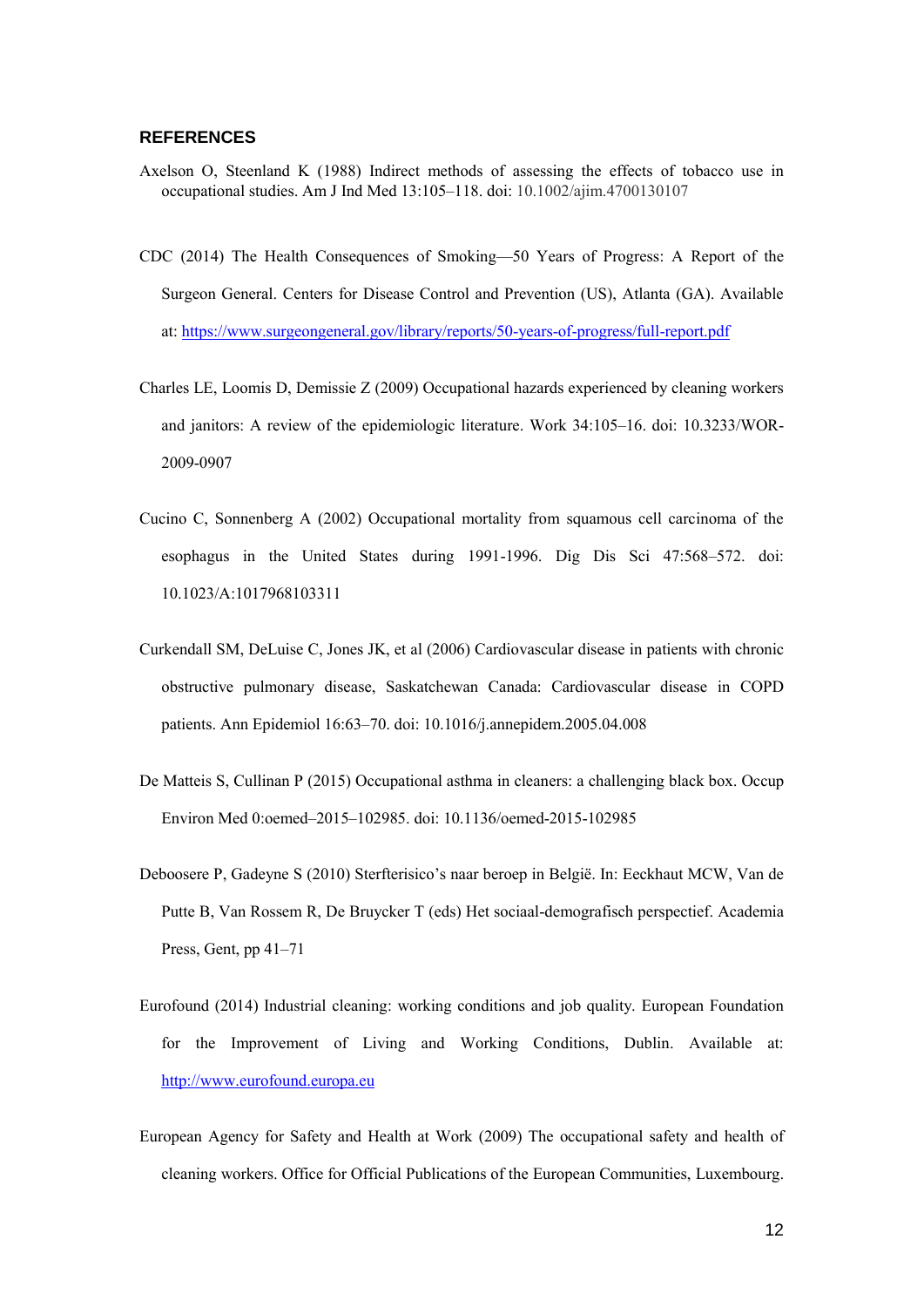## REFERENCES

Axelson O, Steenland K (1988) Indirect methods of assessing the effects of tobacco use in occupational studies. Am J Ind Med 13:105–118. doi: 10.1002/ajim.4700130107

CDC (2014) The Health Consequences of Smoking—50 Years of Progress: A Report of the Surgeon General. Centers for Disease Control and Prevention (US), Atlanta (GA). Available at: https://www.surgeongeneral.gov/library/reports/50-years-of-progress/full-report.pdf

Charles LE, Loomis D, Demissie Z (2009) Occupational hazards experienced by cleaning workers and janitors: A review of the epidemiologic literature. Work 34:105–16. doi: 10.3233/WOR-2009-0907

Cucino C, Sonnenberg A (2002) Occupational mortality from squamous cell carcinoma of the esophagus in the United States during 1991-1996. Dig Dis Sci 47:568–572. doi: 10.1023/A:1017968103311

Curkendall SM, DeLuise C, Jones JK, et al (2006) Cardiovascular disease in patients with chronic obstructive pulmonary disease, Saskatchewan Canada: Cardiovascular disease in COPD patients. Ann Epidemiol 16:63–70. doi: 10.1016/j.annepidem.2005.04.008

De Matteis S, Cullinan P (2015) Occupational asthma in cleaners: a challenging black box. Occup Environ Med 0:oemed–2015–102985. doi: 10.1136/oemed-2015-102985

Deboosere P, Gadeyne S (2010) Sterfterisico's naar beroep in België. In: Eeckhaut MCW, Van de Putte B, Van Rossem R, De Bruycker T (eds) Het sociaal-demografisch perspectief. Academia Press, Gent, pp 41–71

Eurofound (2014) Industrial cleaning: working conditions and job quality. European Foundation for the Improvement of Living and Working Conditions, Dublin. Available at: http://www.eurofound.europa.eu

European Agency for Safety and Health at Work (2009) The occupational safety and health of cleaning workers. Office for Official Publications of the European Communities, Luxembourg.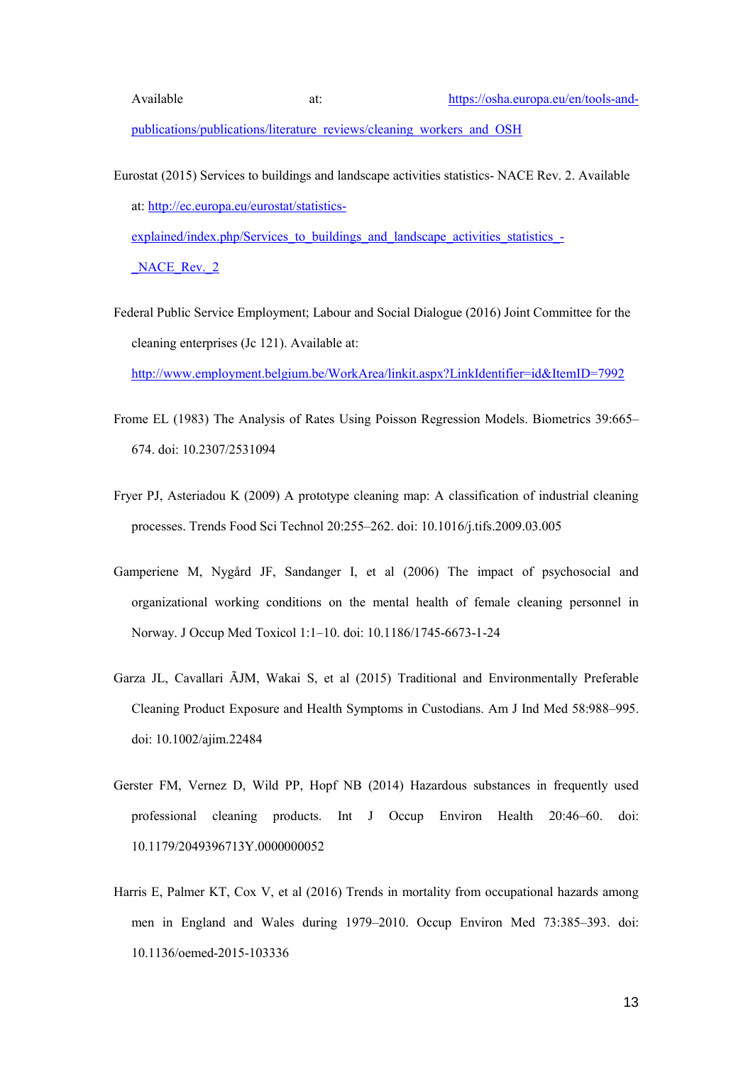Available at: https://osha.europa.eu/en/tools-and-publications/publications/literature_reviews/cleaning_workers_and_OSH

Eurostat (2015) Services to buildings and landscape activities statistics- NACE Rev. 2. Available at: http://ec.europa.eu/eurostat/statistics-explained/index.php/Services_to_buildings_and_landscape_activities_statistics_-_NACE_Rev._2

Federal Public Service Employment; Labour and Social Dialogue (2016) Joint Committee for the cleaning enterprises (Jc 121). Available at: http://www.employment.belgium.be/WorkArea/linkit.aspx?LinkIdentifier=id&ItemID=7992

Frome EL (1983) The Analysis of Rates Using Poisson Regression Models. Biometrics 39:665–674. doi: 10.2307/2531094

Fryer PJ, Asteriadou K (2009) A prototype cleaning map: A classification of industrial cleaning processes. Trends Food Sci Technol 20:255–262. doi: 10.1016/j.tifs.2009.03.005

Gamperiene M, Nygård JF, Sandanger I, et al (2006) The impact of psychosocial and organizational working conditions on the mental health of female cleaning personnel in Norway. J Occup Med Toxicol 1:1–10. doi: 10.1186/1745-6673-1-24

Garza JL, Cavallari ÃJM, Wakai S, et al (2015) Traditional and Environmentally Preferable Cleaning Product Exposure and Health Symptoms in Custodians. Am J Ind Med 58:988–995. doi: 10.1002/ajim.22484

Gerster FM, Vernez D, Wild PP, Hopf NB (2014) Hazardous substances in frequently used professional cleaning products. Int J Occup Environ Health 20:46–60. doi: 10.1179/2049396713Y.0000000052

Harris E, Palmer KT, Cox V, et al (2016) Trends in mortality from occupational hazards among men in England and Wales during 1979–2010. Occup Environ Med 73:385–393. doi: 10.1136/oemed-2015-103336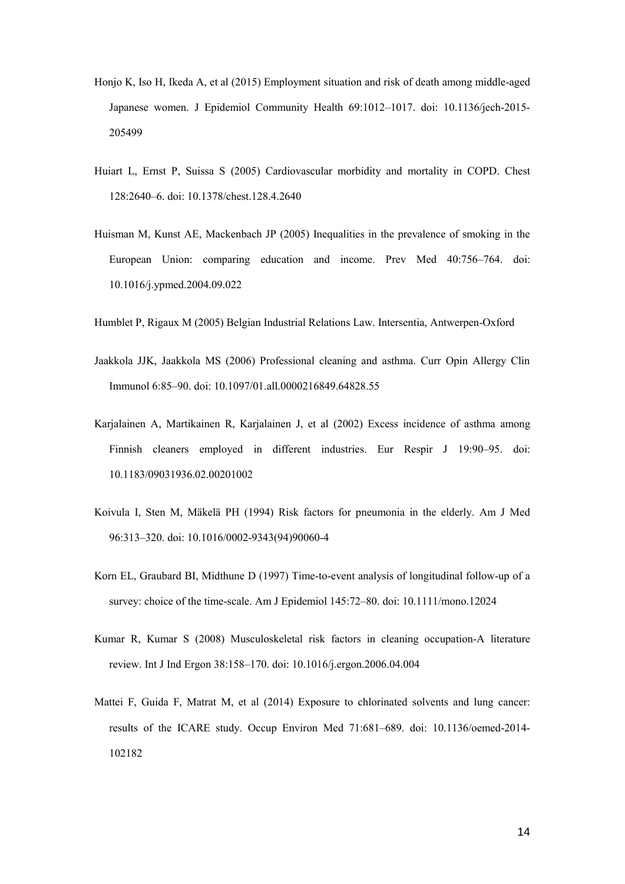Honjo K, Iso H, Ikeda A, et al (2015) Employment situation and risk of death among middle-aged Japanese women. J Epidemiol Community Health 69:1012–1017. doi: 10.1136/jech-2015-205499

Huiart L, Ernst P, Suissa S (2005) Cardiovascular morbidity and mortality in COPD. Chest 128:2640–6. doi: 10.1378/chest.128.4.2640

Huisman M, Kunst AE, Mackenbach JP (2005) Inequalities in the prevalence of smoking in the European Union: comparing education and income. Prev Med 40:756–764. doi: 10.1016/j.ypmed.2004.09.022

Humblet P, Rigaux M (2005) Belgian Industrial Relations Law. Intersentia, Antwerpen-Oxford

Jaakkola JJK, Jaakkola MS (2006) Professional cleaning and asthma. Curr Opin Allergy Clin Immunol 6:85–90. doi: 10.1097/01.all.0000216849.64828.55

Karjalainen A, Martikainen R, Karjalainen J, et al (2002) Excess incidence of asthma among Finnish cleaners employed in different industries. Eur Respir J 19:90–95. doi: 10.1183/09031936.02.00201002

Koivula I, Sten M, Mäkelä PH (1994) Risk factors for pneumonia in the elderly. Am J Med 96:313–320. doi: 10.1016/0002-9343(94)90060-4

Korn EL, Graubard BI, Midthune D (1997) Time-to-event analysis of longitudinal follow-up of a survey: choice of the time-scale. Am J Epidemiol 145:72–80. doi: 10.1111/mono.12024

Kumar R, Kumar S (2008) Musculoskeletal risk factors in cleaning occupation-A literature review. Int J Ind Ergon 38:158–170. doi: 10.1016/j.ergon.2006.04.004

Mattei F, Guida F, Matrat M, et al (2014) Exposure to chlorinated solvents and lung cancer: results of the ICARE study. Occup Environ Med 71:681–689. doi: 10.1136/oemed-2014-102182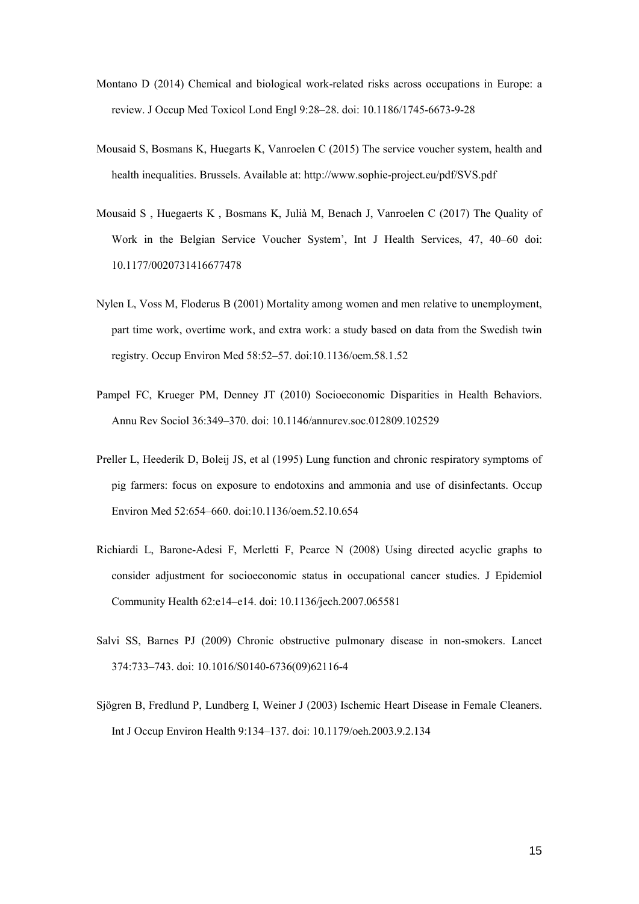Montano D (2014) Chemical and biological work-related risks across occupations in Europe: a review. J Occup Med Toxicol Lond Engl 9:28–28. doi: 10.1186/1745-6673-9-28

Mousaid S, Bosmans K, Huegarts K, Vanroelen C (2015) The service voucher system, health and health inequalities. Brussels. Available at: http://www.sophie-project.eu/pdf/SVS.pdf

Mousaid S , Huegaerts K , Bosmans K, Julià M, Benach J, Vanroelen C (2017) The Quality of Work in the Belgian Service Voucher System', Int J Health Services, 47, 40–60 doi: 10.1177/0020731416677478

Nylen L, Voss M, Floderus B (2001) Mortality among women and men relative to unemployment, part time work, overtime work, and extra work: a study based on data from the Swedish twin registry. Occup Environ Med 58:52–57. doi:10.1136/oem.58.1.52

Pampel FC, Krueger PM, Denney JT (2010) Socioeconomic Disparities in Health Behaviors. Annu Rev Sociol 36:349–370. doi: 10.1146/annurev.soc.012809.102529

Preller L, Heederik D, Boleij JS, et al (1995) Lung function and chronic respiratory symptoms of pig farmers: focus on exposure to endotoxins and ammonia and use of disinfectants. Occup Environ Med 52:654–660. doi:10.1136/oem.52.10.654

Richiardi L, Barone-Adesi F, Merletti F, Pearce N (2008) Using directed acyclic graphs to consider adjustment for socioeconomic status in occupational cancer studies. J Epidemiol Community Health 62:e14–e14. doi: 10.1136/jech.2007.065581

Salvi SS, Barnes PJ (2009) Chronic obstructive pulmonary disease in non-smokers. Lancet 374:733–743. doi: 10.1016/S0140-6736(09)62116-4

Sjögren B, Fredlund P, Lundberg I, Weiner J (2003) Ischemic Heart Disease in Female Cleaners. Int J Occup Environ Health 9:134–137. doi: 10.1179/oeh.2003.9.2.134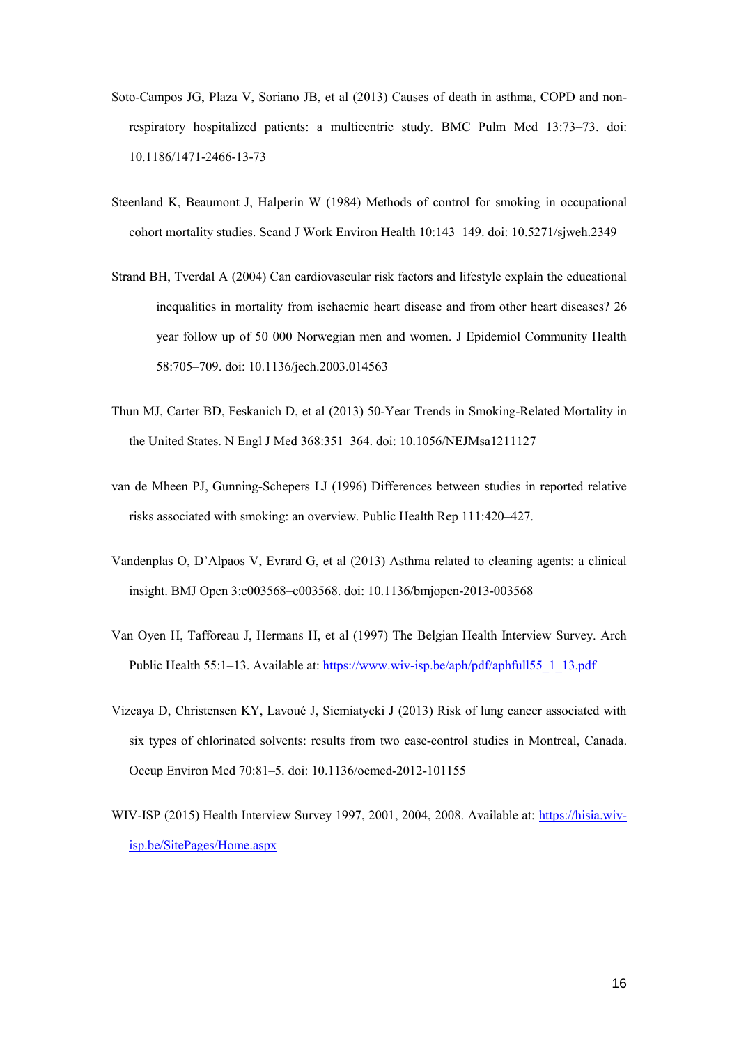Soto-Campos JG, Plaza V, Soriano JB, et al (2013) Causes of death in asthma, COPD and non-respiratory hospitalized patients: a multicentric study. BMC Pulm Med 13:73–73. doi: 10.1186/1471-2466-13-73

Steenland K, Beaumont J, Halperin W (1984) Methods of control for smoking in occupational cohort mortality studies. Scand J Work Environ Health 10:143–149. doi: 10.5271/sjweh.2349

Strand BH, Tverdal A (2004) Can cardiovascular risk factors and lifestyle explain the educational inequalities in mortality from ischaemic heart disease and from other heart diseases? 26 year follow up of 50 000 Norwegian men and women. J Epidemiol Community Health 58:705–709. doi: 10.1136/jech.2003.014563

Thun MJ, Carter BD, Feskanich D, et al (2013) 50-Year Trends in Smoking-Related Mortality in the United States. N Engl J Med 368:351–364. doi: 10.1056/NEJMsa1211127

van de Mheen PJ, Gunning-Schepers LJ (1996) Differences between studies in reported relative risks associated with smoking: an overview. Public Health Rep 111:420–427.

Vandenplas O, D'Alpaos V, Evrard G, et al (2013) Asthma related to cleaning agents: a clinical insight. BMJ Open 3:e003568–e003568. doi: 10.1136/bmjopen-2013-003568

Van Oyen H, Tafforeau J, Hermans H, et al (1997) The Belgian Health Interview Survey. Arch Public Health 55:1–13. Available at: https://www.wiv-isp.be/aph/pdf/aphfull55_1_13.pdf

Vizcaya D, Christensen KY, Lavoué J, Siemiatycki J (2013) Risk of lung cancer associated with six types of chlorinated solvents: results from two case-control studies in Montreal, Canada. Occup Environ Med 70:81–5. doi: 10.1136/oemed-2012-101155

WIV-ISP (2015) Health Interview Survey 1997, 2001, 2004, 2008. Available at: https://hisia.wiv-isp.be/SitePages/Home.aspx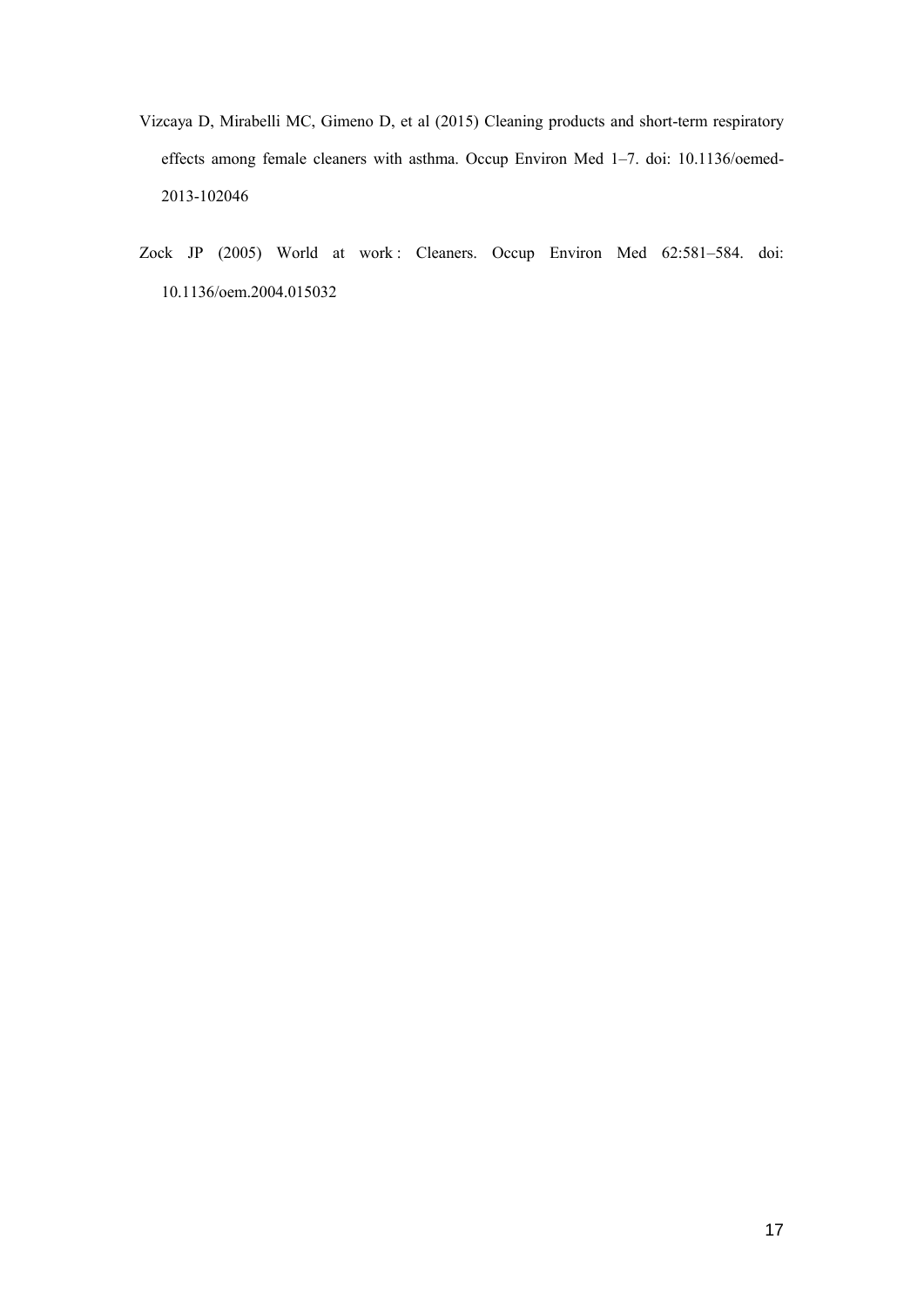Vizcaya D, Mirabelli MC, Gimeno D, et al (2015) Cleaning products and short-term respiratory effects among female cleaners with asthma. Occup Environ Med 1–7. doi: 10.1136/oemed-2013-102046

Zock JP (2005) World at work : Cleaners. Occup Environ Med 62:581–584. doi: 10.1136/oem.2004.015032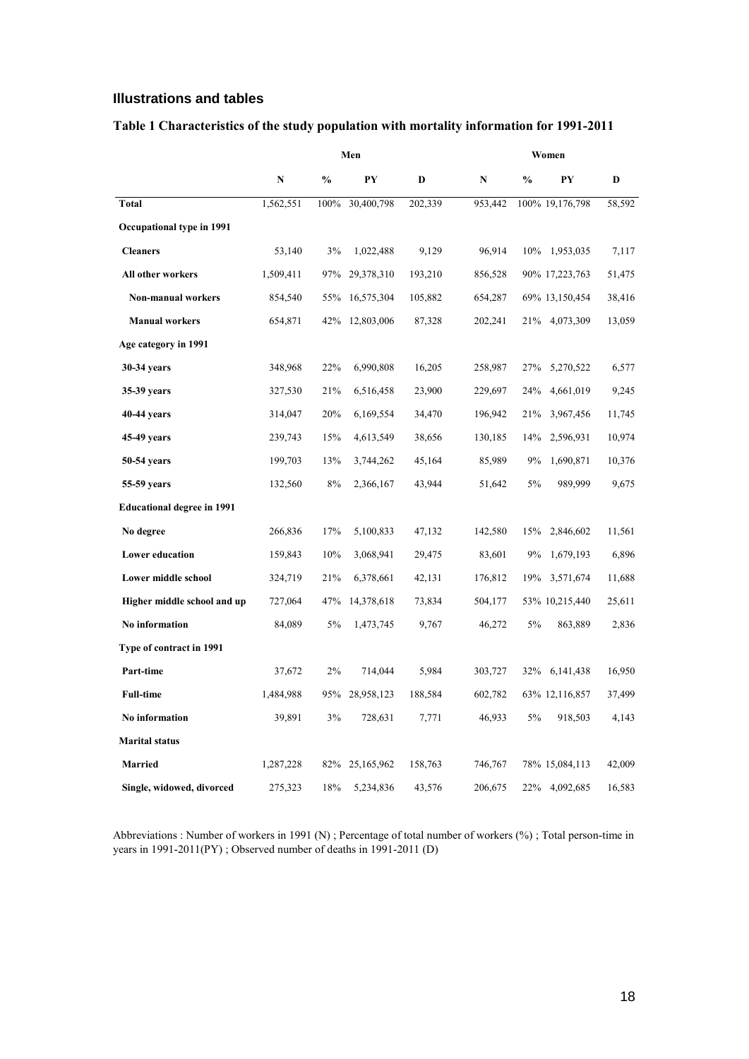## Illustrations and tables

### Table 1 Characteristics of the study population with mortality information for 1991-2011

| | Men | | | | Women | | | |
|---|---|---|---|---|---|---|---|---|
| | **N** | **%** | **PY** | **D** | **N** | **%** | **PY** | **D** |
| **Total** | 1,562,551 | 100% | 30,400,798 | 202,339 | 953,442 | 100% | 19,176,798 | 58,592 |
| **Occupational type in 1991** | | | | | | | | |
| **Cleaners** | 53,140 | 3% | 1,022,488 | 9,129 | 96,914 | 10% | 1,953,035 | 7,117 |
| **All other workers** | 1,509,411 | 97% | 29,378,310 | 193,210 | 856,528 | 90% | 17,223,763 | 51,475 |
| **Non-manual workers** | 854,540 | 55% | 16,575,304 | 105,882 | 654,287 | 69% | 13,150,454 | 38,416 |
| **Manual workers** | 654,871 | 42% | 12,803,006 | 87,328 | 202,241 | 21% | 4,073,309 | 13,059 |
| **Age category in 1991** | | | | | | | | |
| **30-34 years** | 348,968 | 22% | 6,990,808 | 16,205 | 258,987 | 27% | 5,270,522 | 6,577 |
| **35-39 years** | 327,530 | 21% | 6,516,458 | 23,900 | 229,697 | 24% | 4,661,019 | 9,245 |
| **40-44 years** | 314,047 | 20% | 6,169,554 | 34,470 | 196,942 | 21% | 3,967,456 | 11,745 |
| **45-49 years** | 239,743 | 15% | 4,613,549 | 38,656 | 130,185 | 14% | 2,596,931 | 10,974 |
| **50-54 years** | 199,703 | 13% | 3,744,262 | 45,164 | 85,989 | 9% | 1,690,871 | 10,376 |
| **55-59 years** | 132,560 | 8% | 2,366,167 | 43,944 | 51,642 | 5% | 989,999 | 9,675 |
| **Educational degree in 1991** | | | | | | | | |
| **No degree** | 266,836 | 17% | 5,100,833 | 47,132 | 142,580 | 15% | 2,846,602 | 11,561 |
| **Lower education** | 159,843 | 10% | 3,068,941 | 29,475 | 83,601 | 9% | 1,679,193 | 6,896 |
| **Lower middle school** | 324,719 | 21% | 6,378,661 | 42,131 | 176,812 | 19% | 3,571,674 | 11,688 |
| **Higher middle school and up** | 727,064 | 47% | 14,378,618 | 73,834 | 504,177 | 53% | 10,215,440 | 25,611 |
| **No information** | 84,089 | 5% | 1,473,745 | 9,767 | 46,272 | 5% | 863,889 | 2,836 |
| **Type of contract in 1991** | | | | | | | | |
| **Part-time** | 37,672 | 2% | 714,044 | 5,984 | 303,727 | 32% | 6,141,438 | 16,950 |
| **Full-time** | 1,484,988 | 95% | 28,958,123 | 188,584 | 602,782 | 63% | 12,116,857 | 37,499 |
| **No information** | 39,891 | 3% | 728,631 | 7,771 | 46,933 | 5% | 918,503 | 4,143 |
| **Marital status** | | | | | | | | |
| **Married** | 1,287,228 | 82% | 25,165,962 | 158,763 | 746,767 | 78% | 15,084,113 | 42,009 |
| **Single, widowed, divorced** | 275,323 | 18% | 5,234,836 | 43,576 | 206,675 | 22% | 4,092,685 | 16,583 |

Abbreviations : Number of workers in 1991 (N) ; Percentage of total number of workers (%) ; Total person-time in years in 1991-2011(PY) ; Observed number of deaths in 1991-2011 (D)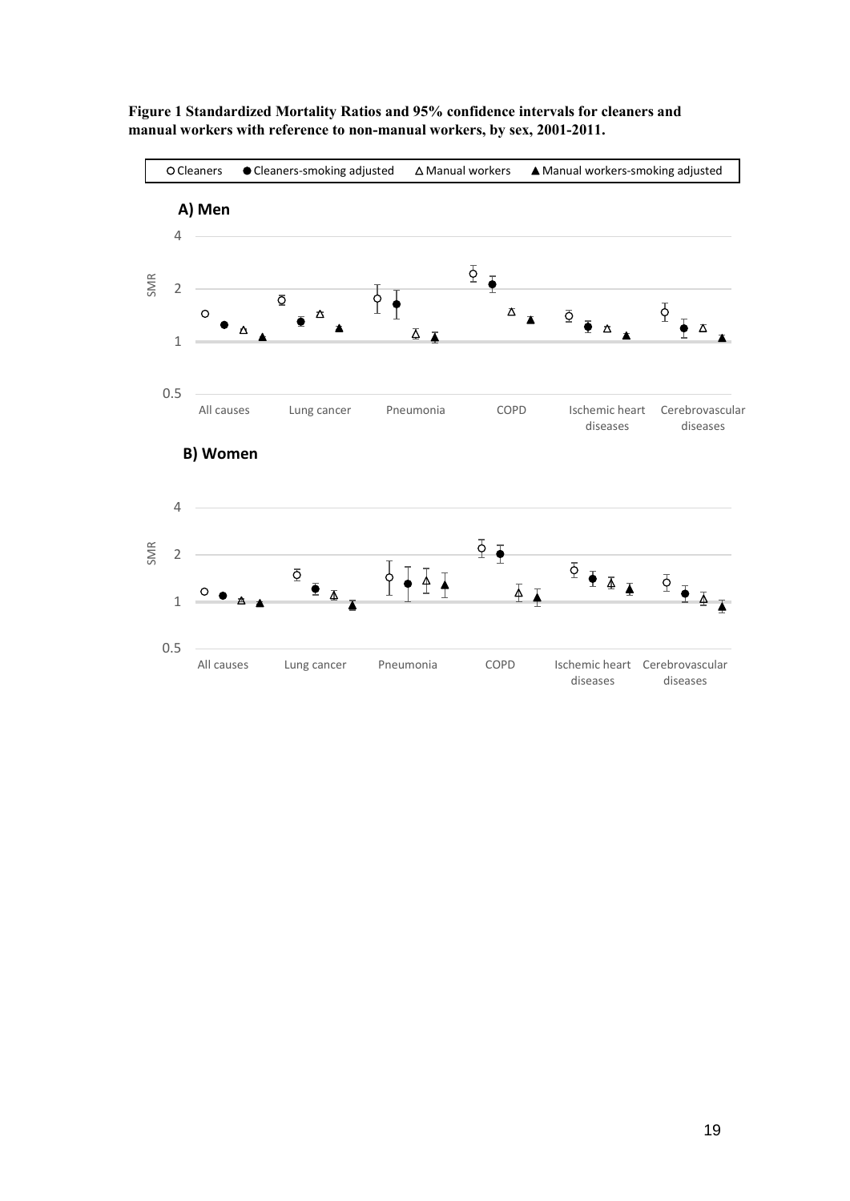**Figure 1 Standardized Mortality Ratios and 95% confidence intervals for cleaners and manual workers with reference to non-manual workers, by sex, 2001-2011.**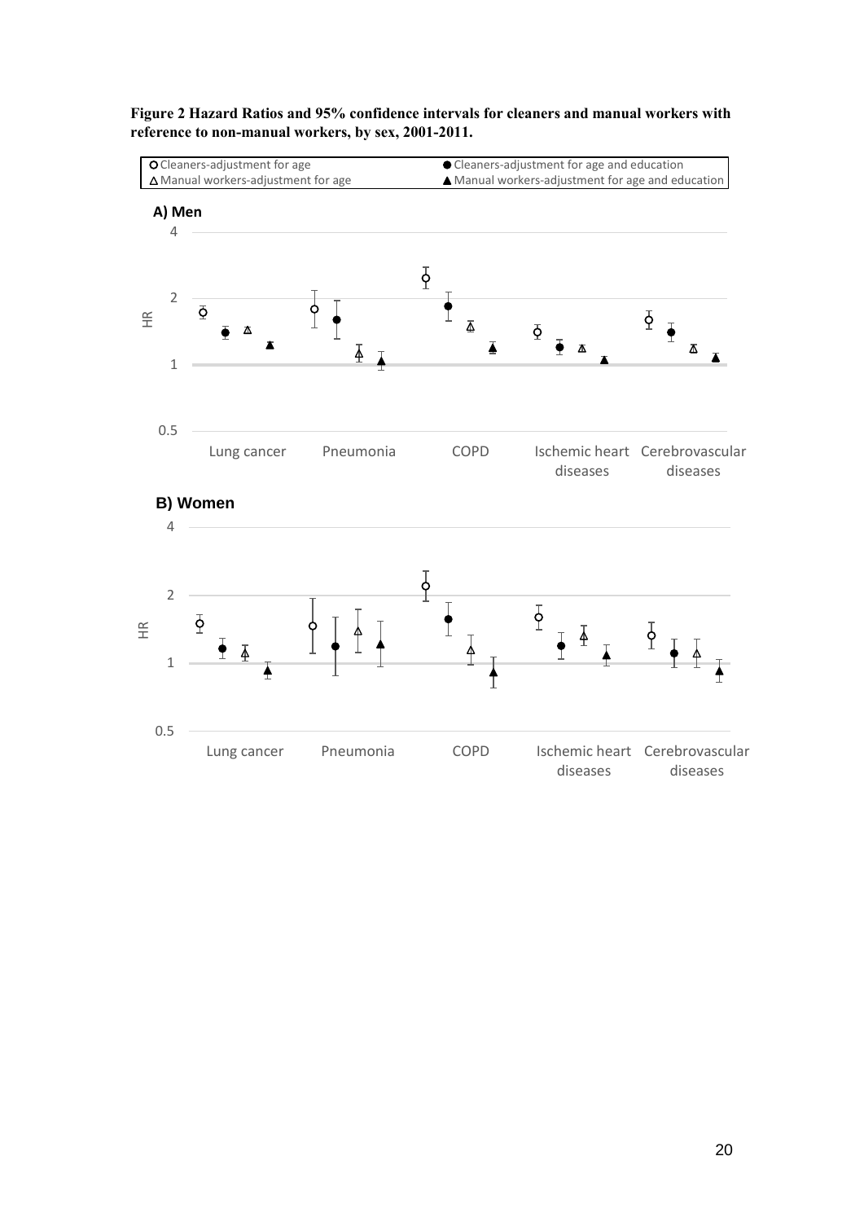**Figure 2 Hazard Ratios and 95% confidence intervals for cleaners and manual workers with reference to non-manual workers, by sex, 2001-2011.**

○ Cleaners-adjustment for age
● Cleaners-adjustment for age and education
△ Manual workers-adjustment for age
▲ Manual workers-adjustment for age and education

**A) Men**

HR

4

2

1

0.5

Lung cancer | Pneumonia | COPD | Ischemic heart diseases | Cerebrovascular diseases

**B) Women**

HR

4

2

1

0.5

Lung cancer | Pneumonia | COPD | Ischemic heart diseases | Cerebrovascular diseases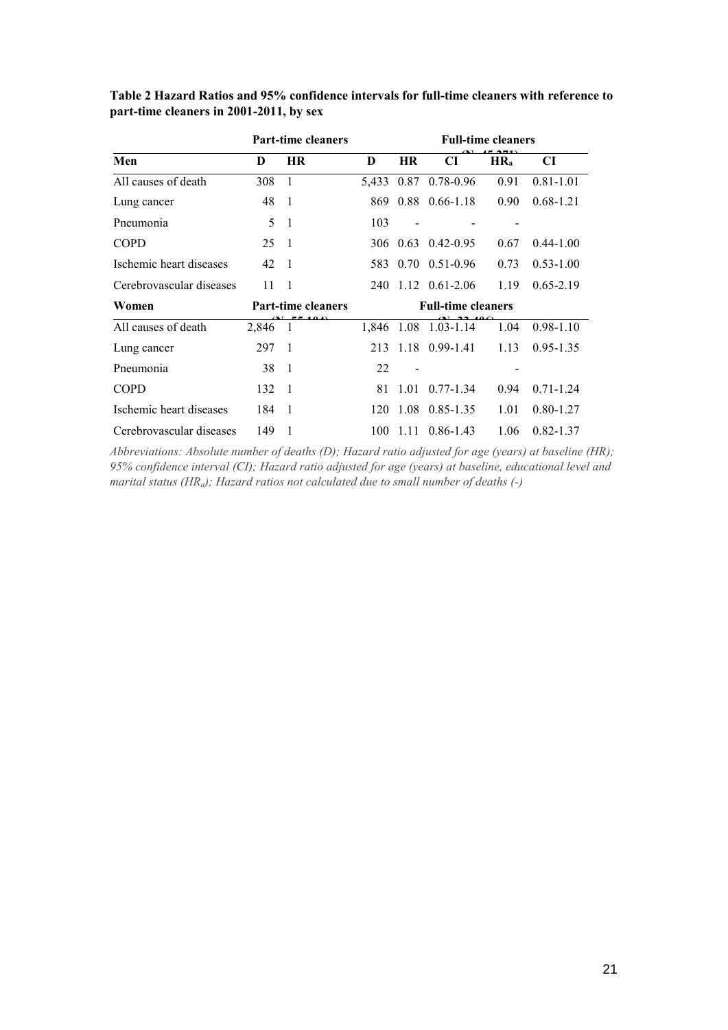**Table 2 Hazard Ratios and 95% confidence intervals for full-time cleaners with reference to part-time cleaners in 2001-2011, by sex**

| | Part-time cleaners | | Full-time cleaners | | | | |
|---|---|---|---|---|---|---|---|
| **Men** | **D** | **HR** | **D** | **HR** | **CI** | **HR$_a$** | **CI** |
| All causes of death | 308 | 1 | 5,433 | 0.87 | 0.78-0.96 | 0.91 | 0.81-1.01 |
| Lung cancer | 48 | 1 | 869 | 0.88 | 0.66-1.18 | 0.90 | 0.68-1.21 |
| Pneumonia | 5 | 1 | 103 | - | - | - | |
| COPD | 25 | 1 | 306 | 0.63 | 0.42-0.95 | 0.67 | 0.44-1.00 |
| Ischemic heart diseases | 42 | 1 | 583 | 0.70 | 0.51-0.96 | 0.73 | 0.53-1.00 |
| Cerebrovascular diseases | 11 | 1 | 240 | 1.12 | 0.61-2.06 | 1.19 | 0.65-2.19 |
| **Women** | **Part-time cleaners** | | **Full-time cleaners** | | | | |
| All causes of death | 2,846 | 1 | 1,846 | 1.08 | 1.03-1.14 | 1.04 | 0.98-1.10 |
| Lung cancer | 297 | 1 | 213 | 1.18 | 0.99-1.41 | 1.13 | 0.95-1.35 |
| Pneumonia | 38 | 1 | 22 | - | | - | |
| COPD | 132 | 1 | 81 | 1.01 | 0.77-1.34 | 0.94 | 0.71-1.24 |
| Ischemic heart diseases | 184 | 1 | 120 | 1.08 | 0.85-1.35 | 1.01 | 0.80-1.27 |
| Cerebrovascular diseases | 149 | 1 | 100 | 1.11 | 0.86-1.43 | 1.06 | 0.82-1.37 |

*Abbreviations: Absolute number of deaths (D); Hazard ratio adjusted for age (years) at baseline (HR); 95% confidence interval (CI); Hazard ratio adjusted for age (years) at baseline, educational level and marital status (HR$_a$); Hazard ratios not calculated due to small number of deaths (-)*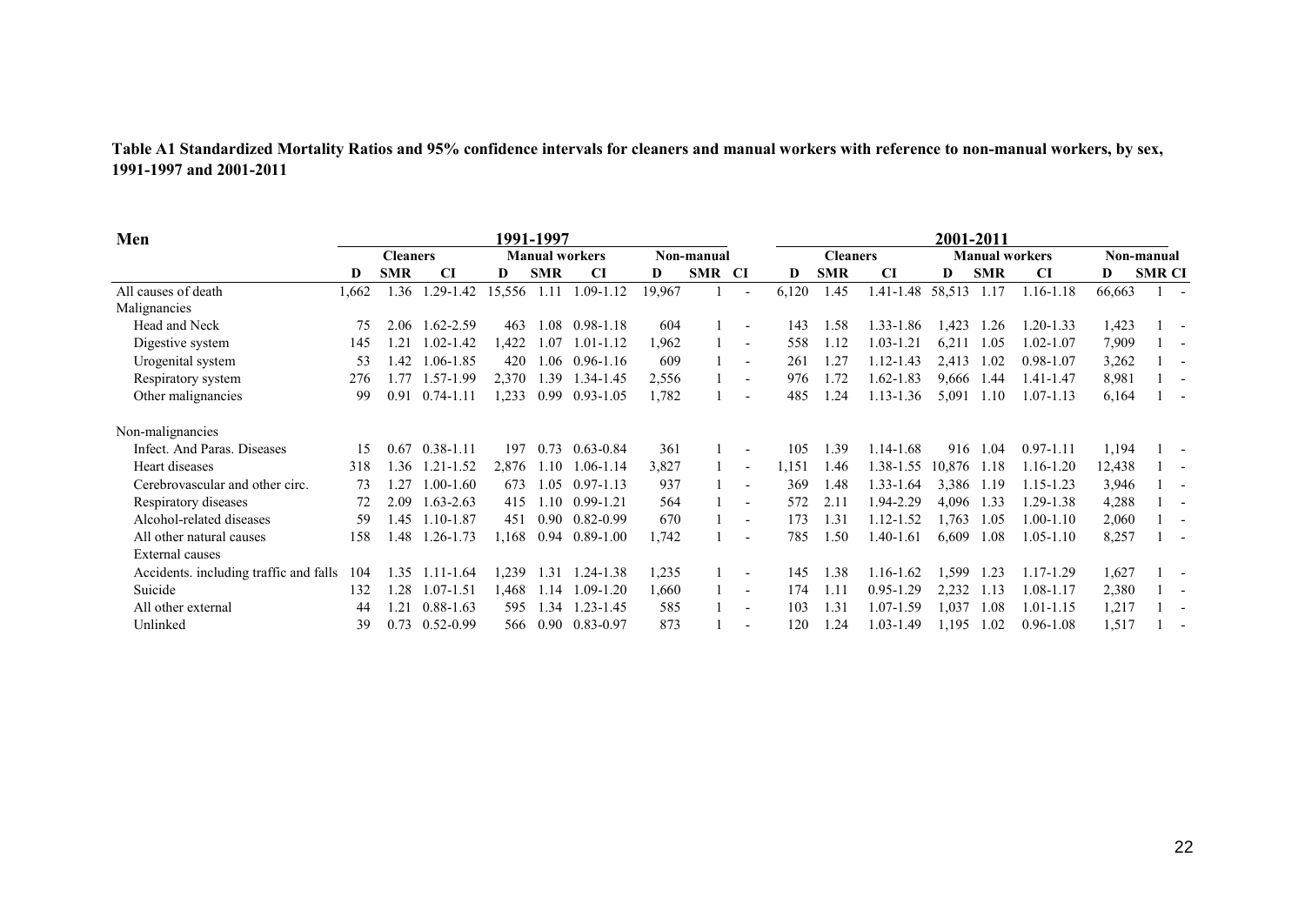**Table A1 Standardized Mortality Ratios and 95% confidence intervals for cleaners and manual workers with reference to non-manual workers, by sex, 1991-1997 and 2001-2011**

| Men | 1991-1997 | | | | | | | | | 2001-2011 | | | | | | | | |
|---|---|---|---|---|---|---|---|---|---|---|---|---|---|---|---|---|---|---|
| | Cleaners | | | Manual workers | | | Non-manual | | | Cleaners | | | Manual workers | | | Non-manual | | |
| | D | SMR | CI | D | SMR | CI | D | SMR | CI | D | SMR | CI | D | SMR | CI | D | SMR | CI |
| All causes of death | 1,662 | 1.36 | 1.29-1.42 | 15,556 | 1.11 | 1.09-1.12 | 19,967 | 1 | - | 6,120 | 1.45 | 1.41-1.48 | 58,513 | 1.17 | 1.16-1.18 | 66,663 | 1 | - |
| Malignancies | | | | | | | | | | | | | | | | | | |
| Head and Neck | 75 | 2.06 | 1.62-2.59 | 463 | 1.08 | 0.98-1.18 | 604 | 1 | - | 143 | 1.58 | 1.33-1.86 | 1,423 | 1.26 | 1.20-1.33 | 1,423 | 1 | - |
| Digestive system | 145 | 1.21 | 1.02-1.42 | 1,422 | 1.07 | 1.01-1.12 | 1,962 | 1 | - | 558 | 1.12 | 1.03-1.21 | 6,211 | 1.05 | 1.02-1.07 | 7,909 | 1 | - |
| Urogenital system | 53 | 1.42 | 1.06-1.85 | 420 | 1.06 | 0.96-1.16 | 609 | 1 | - | 261 | 1.27 | 1.12-1.43 | 2,413 | 1.02 | 0.98-1.07 | 3,262 | 1 | - |
| Respiratory system | 276 | 1.77 | 1.57-1.99 | 2,370 | 1.39 | 1.34-1.45 | 2,556 | 1 | - | 976 | 1.72 | 1.62-1.83 | 9,666 | 1.44 | 1.41-1.47 | 8,981 | 1 | - |
| Other malignancies | 99 | 0.91 | 0.74-1.11 | 1,233 | 0.99 | 0.93-1.05 | 1,782 | 1 | - | 485 | 1.24 | 1.13-1.36 | 5,091 | 1.10 | 1.07-1.13 | 6,164 | 1 | - |
| Non-malignancies | | | | | | | | | | | | | | | | | | |
| Infect. And Paras. Diseases | 15 | 0.67 | 0.38-1.11 | 197 | 0.73 | 0.63-0.84 | 361 | 1 | - | 105 | 1.39 | 1.14-1.68 | 916 | 1.04 | 0.97-1.11 | 1,194 | 1 | - |
| Heart diseases | 318 | 1.36 | 1.21-1.52 | 2,876 | 1.10 | 1.06-1.14 | 3,827 | 1 | - | 1,151 | 1.46 | 1.38-1.55 | 10,876 | 1.18 | 1.16-1.20 | 12,438 | 1 | - |
| Cerebrovascular and other circ. | 73 | 1.27 | 1.00-1.60 | 673 | 1.05 | 0.97-1.13 | 937 | 1 | - | 369 | 1.48 | 1.33-1.64 | 3,386 | 1.19 | 1.15-1.23 | 3,946 | 1 | - |
| Respiratory diseases | 72 | 2.09 | 1.63-2.63 | 415 | 1.10 | 0.99-1.21 | 564 | 1 | - | 572 | 2.11 | 1.94-2.29 | 4,096 | 1.33 | 1.29-1.38 | 4,288 | 1 | - |
| Alcohol-related diseases | 59 | 1.45 | 1.10-1.87 | 451 | 0.90 | 0.82-0.99 | 670 | 1 | - | 173 | 1.31 | 1.12-1.52 | 1,763 | 1.05 | 1.00-1.10 | 2,060 | 1 | - |
| All other natural causes | 158 | 1.48 | 1.26-1.73 | 1,168 | 0.94 | 0.89-1.00 | 1,742 | 1 | - | 785 | 1.50 | 1.40-1.61 | 6,609 | 1.08 | 1.05-1.10 | 8,257 | 1 | - |
| External causes | | | | | | | | | | | | | | | | | | |
| Accidents. including traffic and falls | 104 | 1.35 | 1.11-1.64 | 1,239 | 1.31 | 1.24-1.38 | 1,235 | 1 | - | 145 | 1.38 | 1.16-1.62 | 1,599 | 1.23 | 1.17-1.29 | 1,627 | 1 | - |
| Suicide | 132 | 1.28 | 1.07-1.51 | 1,468 | 1.14 | 1.09-1.20 | 1,660 | 1 | - | 174 | 1.11 | 0.95-1.29 | 2,232 | 1.13 | 1.08-1.17 | 2,380 | 1 | - |
| All other external | 44 | 1.21 | 0.88-1.63 | 595 | 1.34 | 1.23-1.45 | 585 | 1 | - | 103 | 1.31 | 1.07-1.59 | 1,037 | 1.08 | 1.01-1.15 | 1,217 | 1 | - |
| Unlinked | 39 | 0.73 | 0.52-0.99 | 566 | 0.90 | 0.83-0.97 | 873 | 1 | - | 120 | 1.24 | 1.03-1.49 | 1,195 | 1.02 | 0.96-1.08 | 1,517 | 1 | - |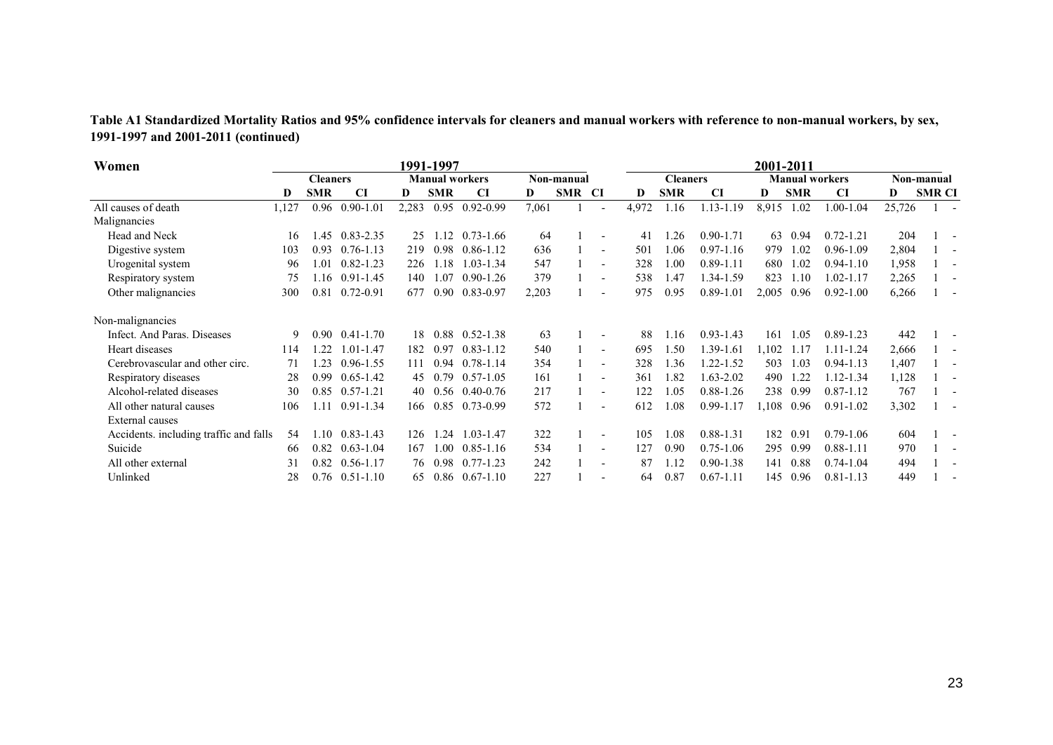**Table A1 Standardized Mortality Ratios and 95% confidence intervals for cleaners and manual workers with reference to non-manual workers, by sex, 1991-1997 and 2001-2011 (continued)**

| Women | 1991-1997 | | | | | | | | | 2001-2011 | | | | | | | | |
|---|---|---|---|---|---|---|---|---|---|---|---|---|---|---|---|---|---|---|
| | Cleaners | | | Manual workers | | | Non-manual | | | Cleaners | | | Manual workers | | | Non-manual | | |
| | D | SMR | CI | D | SMR | CI | D | SMR | CI | D | SMR | CI | D | SMR | CI | D | SMR | CI |
| All causes of death | 1,127 | 0.96 | 0.90-1.01 | 2,283 | 0.95 | 0.92-0.99 | 7,061 | 1 | - | 4,972 | 1.16 | 1.13-1.19 | 8,915 | 1.02 | 1.00-1.04 | 25,726 | 1 | - |
| Malignancies | | | | | | | | | | | | | | | | | | |
| Head and Neck | 16 | 1.45 | 0.83-2.35 | 25 | 1.12 | 0.73-1.66 | 64 | 1 | - | 41 | 1.26 | 0.90-1.71 | 63 | 0.94 | 0.72-1.21 | 204 | 1 | - |
| Digestive system | 103 | 0.93 | 0.76-1.13 | 219 | 0.98 | 0.86-1.12 | 636 | 1 | - | 501 | 1.06 | 0.97-1.16 | 979 | 1.02 | 0.96-1.09 | 2,804 | 1 | - |
| Urogenital system | 96 | 1.01 | 0.82-1.23 | 226 | 1.18 | 1.03-1.34 | 547 | 1 | - | 328 | 1.00 | 0.89-1.11 | 680 | 1.02 | 0.94-1.10 | 1,958 | 1 | - |
| Respiratory system | 75 | 1.16 | 0.91-1.45 | 140 | 1.07 | 0.90-1.26 | 379 | 1 | - | 538 | 1.47 | 1.34-1.59 | 823 | 1.10 | 1.02-1.17 | 2,265 | 1 | - |
| Other malignancies | 300 | 0.81 | 0.72-0.91 | 677 | 0.90 | 0.83-0.97 | 2,203 | 1 | - | 975 | 0.95 | 0.89-1.01 | 2,005 | 0.96 | 0.92-1.00 | 6,266 | 1 | - |
| Non-malignancies | | | | | | | | | | | | | | | | | | |
| Infect. And Paras. Diseases | 9 | 0.90 | 0.41-1.70 | 18 | 0.88 | 0.52-1.38 | 63 | 1 | - | 88 | 1.16 | 0.93-1.43 | 161 | 1.05 | 0.89-1.23 | 442 | 1 | - |
| Heart diseases | 114 | 1.22 | 1.01-1.47 | 182 | 0.97 | 0.83-1.12 | 540 | 1 | - | 695 | 1.50 | 1.39-1.61 | 1,102 | 1.17 | 1.11-1.24 | 2,666 | 1 | - |
| Cerebrovascular and other circ. | 71 | 1.23 | 0.96-1.55 | 111 | 0.94 | 0.78-1.14 | 354 | 1 | - | 328 | 1.36 | 1.22-1.52 | 503 | 1.03 | 0.94-1.13 | 1,407 | 1 | - |
| Respiratory diseases | 28 | 0.99 | 0.65-1.42 | 45 | 0.79 | 0.57-1.05 | 161 | 1 | - | 361 | 1.82 | 1.63-2.02 | 490 | 1.22 | 1.12-1.34 | 1,128 | 1 | - |
| Alcohol-related diseases | 30 | 0.85 | 0.57-1.21 | 40 | 0.56 | 0.40-0.76 | 217 | 1 | - | 122 | 1.05 | 0.88-1.26 | 238 | 0.99 | 0.87-1.12 | 767 | 1 | - |
| All other natural causes | 106 | 1.11 | 0.91-1.34 | 166 | 0.85 | 0.73-0.99 | 572 | 1 | - | 612 | 1.08 | 0.99-1.17 | 1,108 | 0.96 | 0.91-1.02 | 3,302 | 1 | - |
| External causes | | | | | | | | | | | | | | | | | | |
| Accidents. including traffic and falls | 54 | 1.10 | 0.83-1.43 | 126 | 1.24 | 1.03-1.47 | 322 | 1 | - | 105 | 1.08 | 0.88-1.31 | 182 | 0.91 | 0.79-1.06 | 604 | 1 | - |
| Suicide | 66 | 0.82 | 0.63-1.04 | 167 | 1.00 | 0.85-1.16 | 534 | 1 | - | 127 | 0.90 | 0.75-1.06 | 295 | 0.99 | 0.88-1.11 | 970 | 1 | - |
| All other external | 31 | 0.82 | 0.56-1.17 | 76 | 0.98 | 0.77-1.23 | 242 | 1 | - | 87 | 1.12 | 0.90-1.38 | 141 | 0.88 | 0.74-1.04 | 494 | 1 | - |
| Unlinked | 28 | 0.76 | 0.51-1.10 | 65 | 0.86 | 0.67-1.10 | 227 | 1 | - | 64 | 0.87 | 0.67-1.11 | 145 | 0.96 | 0.81-1.13 | 449 | 1 | - |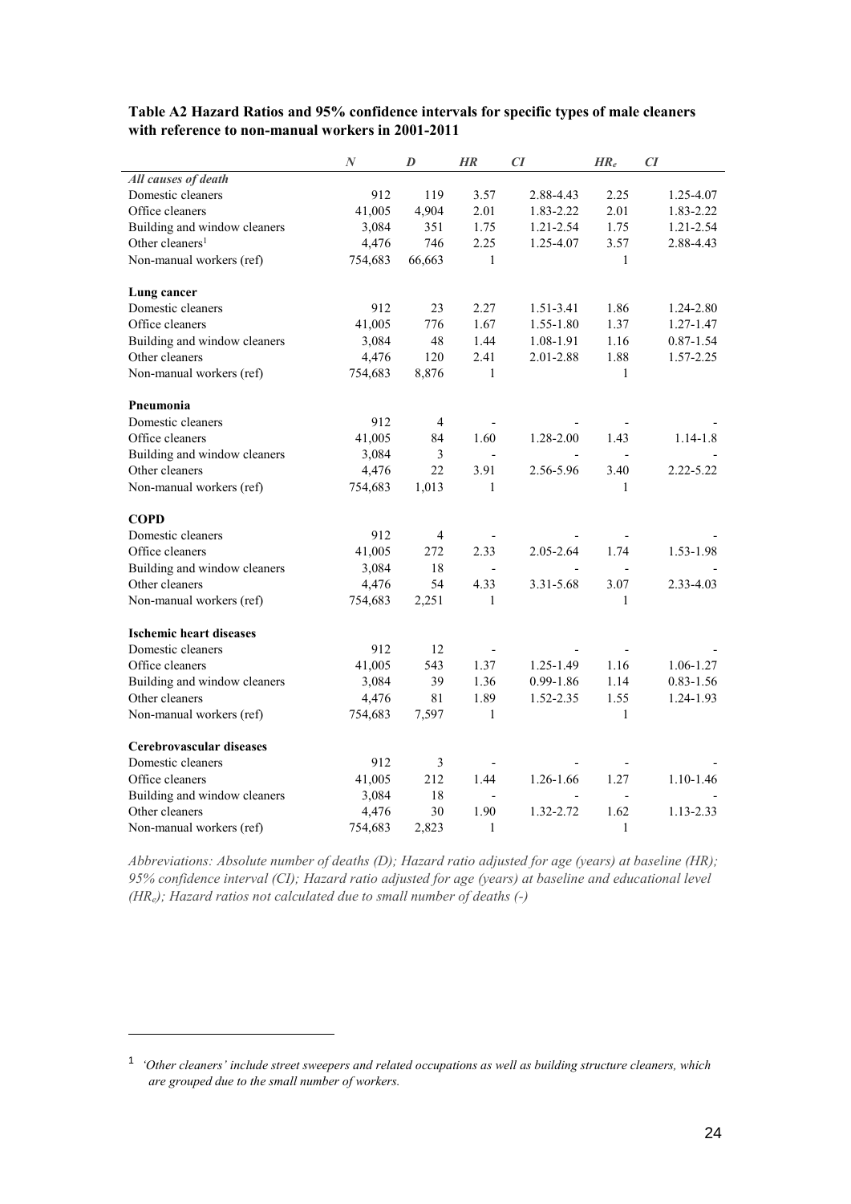**Table A2 Hazard Ratios and 95% confidence intervals for specific types of male cleaners with reference to non-manual workers in 2001-2011**

| | *N* | *D* | *HR* | *CI* | $HR_e$ | *CI* |
|---|---|---|---|---|---|---|
| ***All causes of death*** | | | | | | |
| Domestic cleaners | 912 | 119 | 3.57 | 2.88-4.43 | 2.25 | 1.25-4.07 |
| Office cleaners | 41,005 | 4,904 | 2.01 | 1.83-2.22 | 2.01 | 1.83-2.22 |
| Building and window cleaners | 3,084 | 351 | 1.75 | 1.21-2.54 | 1.75 | 1.21-2.54 |
| Other cleaners[1] | 4,476 | 746 | 2.25 | 1.25-4.07 | 3.57 | 2.88-4.43 |
| Non-manual workers (ref) | 754,683 | 66,663 | 1 | | 1 | |
| **Lung cancer** | | | | | | |
| Domestic cleaners | 912 | 23 | 2.27 | 1.51-3.41 | 1.86 | 1.24-2.80 |
| Office cleaners | 41,005 | 776 | 1.67 | 1.55-1.80 | 1.37 | 1.27-1.47 |
| Building and window cleaners | 3,084 | 48 | 1.44 | 1.08-1.91 | 1.16 | 0.87-1.54 |
| Other cleaners | 4,476 | 120 | 2.41 | 2.01-2.88 | 1.88 | 1.57-2.25 |
| Non-manual workers (ref) | 754,683 | 8,876 | 1 | | 1 | |
| **Pneumonia** | | | | | | |
| Domestic cleaners | 912 | 4 | - | - | - | - |
| Office cleaners | 41,005 | 84 | 1.60 | 1.28-2.00 | 1.43 | 1.14-1.8 |
| Building and window cleaners | 3,084 | 3 | - | - | - | - |
| Other cleaners | 4,476 | 22 | 3.91 | 2.56-5.96 | 3.40 | 2.22-5.22 |
| Non-manual workers (ref) | 754,683 | 1,013 | 1 | | 1 | |
| **COPD** | | | | | | |
| Domestic cleaners | 912 | 4 | - | - | - | - |
| Office cleaners | 41,005 | 272 | 2.33 | 2.05-2.64 | 1.74 | 1.53-1.98 |
| Building and window cleaners | 3,084 | 18 | - | - | - | - |
| Other cleaners | 4,476 | 54 | 4.33 | 3.31-5.68 | 3.07 | 2.33-4.03 |
| Non-manual workers (ref) | 754,683 | 2,251 | 1 | | 1 | |
| **Ischemic heart diseases** | | | | | | |
| Domestic cleaners | 912 | 12 | - | - | - | - |
| Office cleaners | 41,005 | 543 | 1.37 | 1.25-1.49 | 1.16 | 1.06-1.27 |
| Building and window cleaners | 3,084 | 39 | 1.36 | 0.99-1.86 | 1.14 | 0.83-1.56 |
| Other cleaners | 4,476 | 81 | 1.89 | 1.52-2.35 | 1.55 | 1.24-1.93 |
| Non-manual workers (ref) | 754,683 | 7,597 | 1 | | 1 | |
| **Cerebrovascular diseases** | | | | | | |
| Domestic cleaners | 912 | 3 | - | - | - | - |
| Office cleaners | 41,005 | 212 | 1.44 | 1.26-1.66 | 1.27 | 1.10-1.46 |
| Building and window cleaners | 3,084 | 18 | - | - | - | - |
| Other cleaners | 4,476 | 30 | 1.90 | 1.32-2.72 | 1.62 | 1.13-2.33 |
| Non-manual workers (ref) | 754,683 | 2,823 | 1 | | 1 | |

*Abbreviations: Absolute number of deaths (D); Hazard ratio adjusted for age (years) at baseline (HR); 95% confidence interval (CI); Hazard ratio adjusted for age (years) at baseline and educational level ($HR_e$); Hazard ratios not calculated due to small number of deaths (-)*

[1] *'Other cleaners' include street sweepers and related occupations as well as building structure cleaners, which are grouped due to the small number of workers.*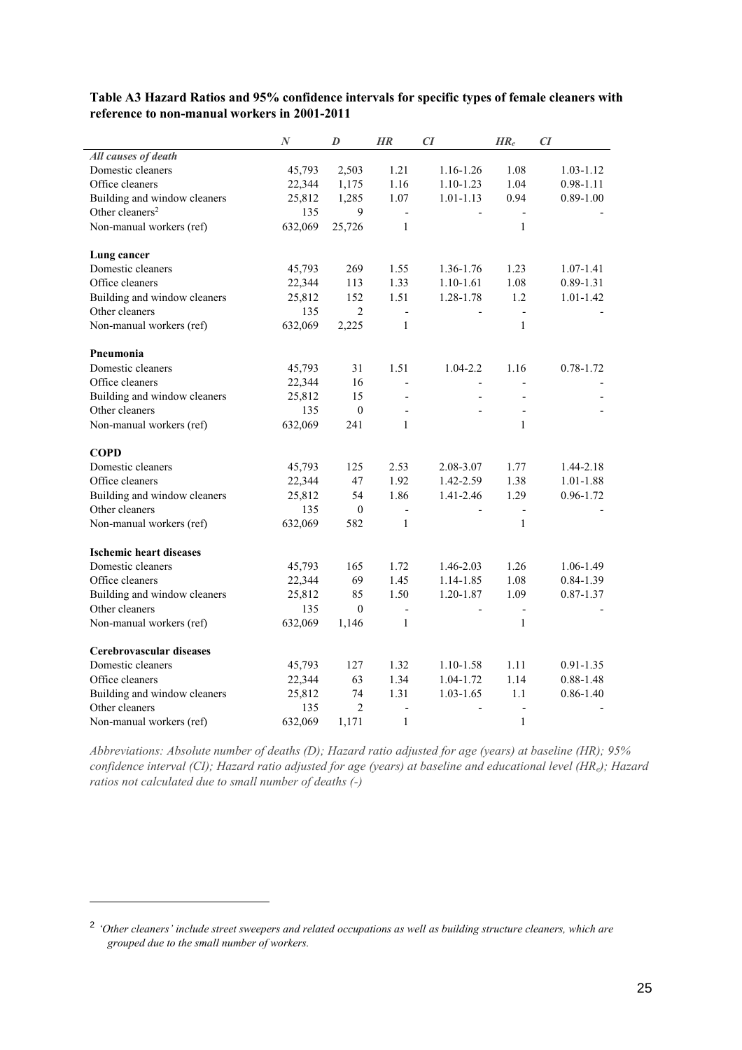**Table A3 Hazard Ratios and 95% confidence intervals for specific types of female cleaners with reference to non-manual workers in 2001-2011**

| | *N* | *D* | *HR* | *CI* | $HR_e$ | *CI* |
|---|---|---|---|---|---|---|
| ***All causes of death*** | | | | | | |
| Domestic cleaners | 45,793 | 2,503 | 1.21 | 1.16-1.26 | 1.08 | 1.03-1.12 |
| Office cleaners | 22,344 | 1,175 | 1.16 | 1.10-1.23 | 1.04 | 0.98-1.11 |
| Building and window cleaners | 25,812 | 1,285 | 1.07 | 1.01-1.13 | 0.94 | 0.89-1.00 |
| Other cleaners[2] | 135 | 9 | - | - | - | - |
| Non-manual workers (ref) | 632,069 | 25,726 | 1 | | 1 | |
| **Lung cancer** | | | | | | |
| Domestic cleaners | 45,793 | 269 | 1.55 | 1.36-1.76 | 1.23 | 1.07-1.41 |
| Office cleaners | 22,344 | 113 | 1.33 | 1.10-1.61 | 1.08 | 0.89-1.31 |
| Building and window cleaners | 25,812 | 152 | 1.51 | 1.28-1.78 | 1.2 | 1.01-1.42 |
| Other cleaners | 135 | 2 | - | - | - | - |
| Non-manual workers (ref) | 632,069 | 2,225 | 1 | | 1 | |
| **Pneumonia** | | | | | | |
| Domestic cleaners | 45,793 | 31 | 1.51 | 1.04-2.2 | 1.16 | 0.78-1.72 |
| Office cleaners | 22,344 | 16 | - | - | - | - |
| Building and window cleaners | 25,812 | 15 | - | - | - | - |
| Other cleaners | 135 | 0 | - | - | - | - |
| Non-manual workers (ref) | 632,069 | 241 | 1 | | 1 | |
| **COPD** | | | | | | |
| Domestic cleaners | 45,793 | 125 | 2.53 | 2.08-3.07 | 1.77 | 1.44-2.18 |
| Office cleaners | 22,344 | 47 | 1.92 | 1.42-2.59 | 1.38 | 1.01-1.88 |
| Building and window cleaners | 25,812 | 54 | 1.86 | 1.41-2.46 | 1.29 | 0.96-1.72 |
| Other cleaners | 135 | 0 | - | - | - | - |
| Non-manual workers (ref) | 632,069 | 582 | 1 | | 1 | |
| **Ischemic heart diseases** | | | | | | |
| Domestic cleaners | 45,793 | 165 | 1.72 | 1.46-2.03 | 1.26 | 1.06-1.49 |
| Office cleaners | 22,344 | 69 | 1.45 | 1.14-1.85 | 1.08 | 0.84-1.39 |
| Building and window cleaners | 25,812 | 85 | 1.50 | 1.20-1.87 | 1.09 | 0.87-1.37 |
| Other cleaners | 135 | 0 | - | - | - | - |
| Non-manual workers (ref) | 632,069 | 1,146 | 1 | | 1 | |
| **Cerebrovascular diseases** | | | | | | |
| Domestic cleaners | 45,793 | 127 | 1.32 | 1.10-1.58 | 1.11 | 0.91-1.35 |
| Office cleaners | 22,344 | 63 | 1.34 | 1.04-1.72 | 1.14 | 0.88-1.48 |
| Building and window cleaners | 25,812 | 74 | 1.31 | 1.03-1.65 | 1.1 | 0.86-1.40 |
| Other cleaners | 135 | 2 | - | - | - | - |
| Non-manual workers (ref) | 632,069 | 1,171 | 1 | | 1 | |

*Abbreviations: Absolute number of deaths (D); Hazard ratio adjusted for age (years) at baseline (HR); 95% confidence interval (CI); Hazard ratio adjusted for age (years) at baseline and educational level ($HR_e$); Hazard ratios not calculated due to small number of deaths (-)*

[2] *'Other cleaners' include street sweepers and related occupations as well as building structure cleaners, which are grouped due to the small number of workers.*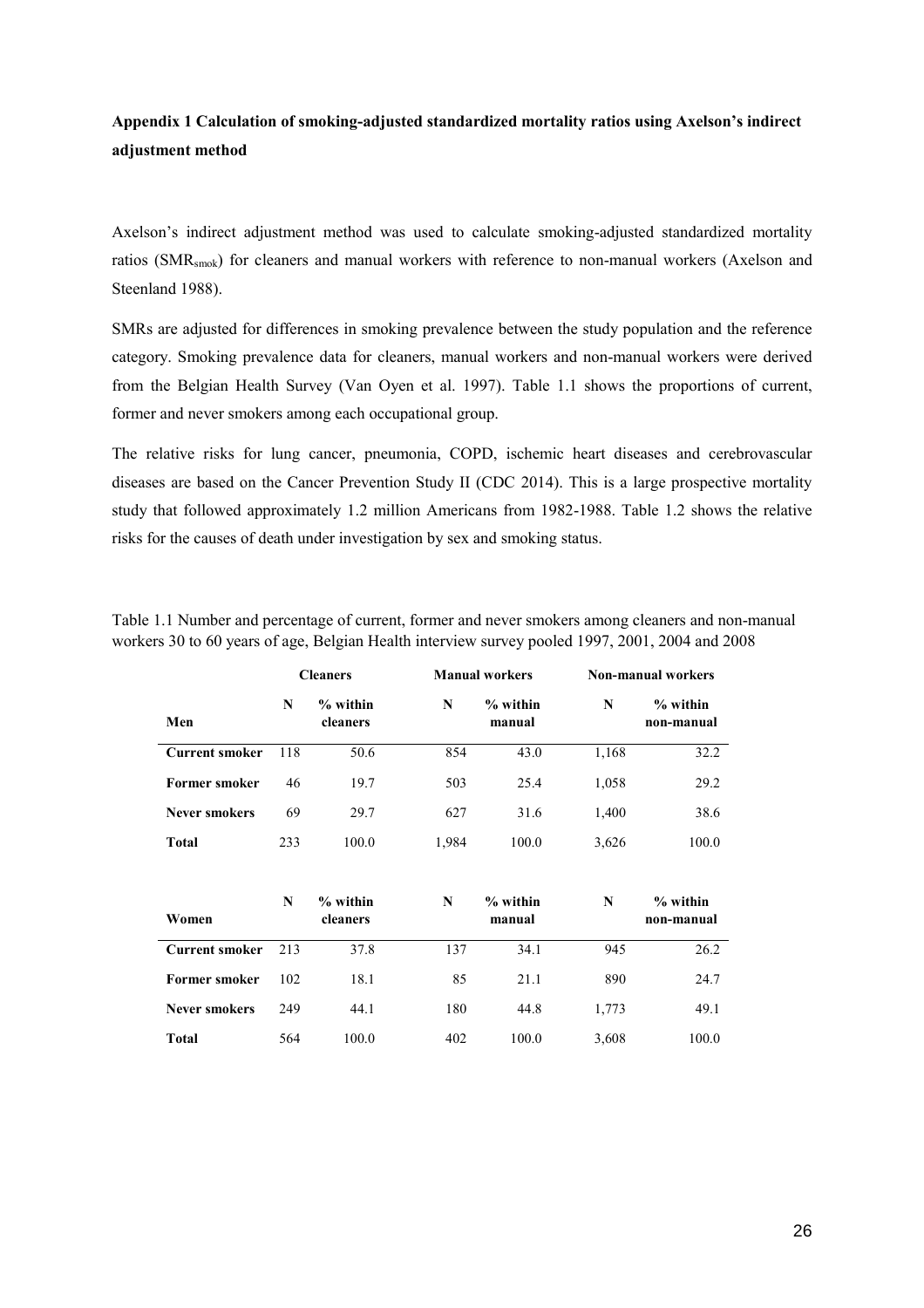**Appendix 1 Calculation of smoking-adjusted standardized mortality ratios using Axelson's indirect adjustment method**

Axelson's indirect adjustment method was used to calculate smoking-adjusted standardized mortality ratios ($SMR_{smok}$) for cleaners and manual workers with reference to non-manual workers (Axelson and Steenland 1988).

SMRs are adjusted for differences in smoking prevalence between the study population and the reference category. Smoking prevalence data for cleaners, manual workers and non-manual workers were derived from the Belgian Health Survey (Van Oyen et al. 1997). Table 1.1 shows the proportions of current, former and never smokers among each occupational group.

The relative risks for lung cancer, pneumonia, COPD, ischemic heart diseases and cerebrovascular diseases are based on the Cancer Prevention Study II (CDC 2014). This is a large prospective mortality study that followed approximately 1.2 million Americans from 1982-1988. Table 1.2 shows the relative risks for the causes of death under investigation by sex and smoking status.

Table 1.1 Number and percentage of current, former and never smokers among cleaners and non-manual workers 30 to 60 years of age, Belgian Health interview survey pooled 1997, 2001, 2004 and 2008

| | Cleaners | | Manual workers | | Non-manual workers | |
|---|---|---|---|---|---|---|
| **Men** | **N** | **% within cleaners** | **N** | **% within manual** | **N** | **% within non-manual** |
| **Current smoker** | 118 | 50.6 | 854 | 43.0 | 1,168 | 32.2 |
| **Former smoker** | 46 | 19.7 | 503 | 25.4 | 1,058 | 29.2 |
| **Never smokers** | 69 | 29.7 | 627 | 31.6 | 1,400 | 38.6 |
| **Total** | 233 | 100.0 | 1,984 | 100.0 | 3,626 | 100.0 |
| **Women** | **N** | **% within cleaners** | **N** | **% within manual** | **N** | **% within non-manual** |
| **Current smoker** | 213 | 37.8 | 137 | 34.1 | 945 | 26.2 |
| **Former smoker** | 102 | 18.1 | 85 | 21.1 | 890 | 24.7 |
| **Never smokers** | 249 | 44.1 | 180 | 44.8 | 1,773 | 49.1 |
| **Total** | 564 | 100.0 | 402 | 100.0 | 3,608 | 100.0 |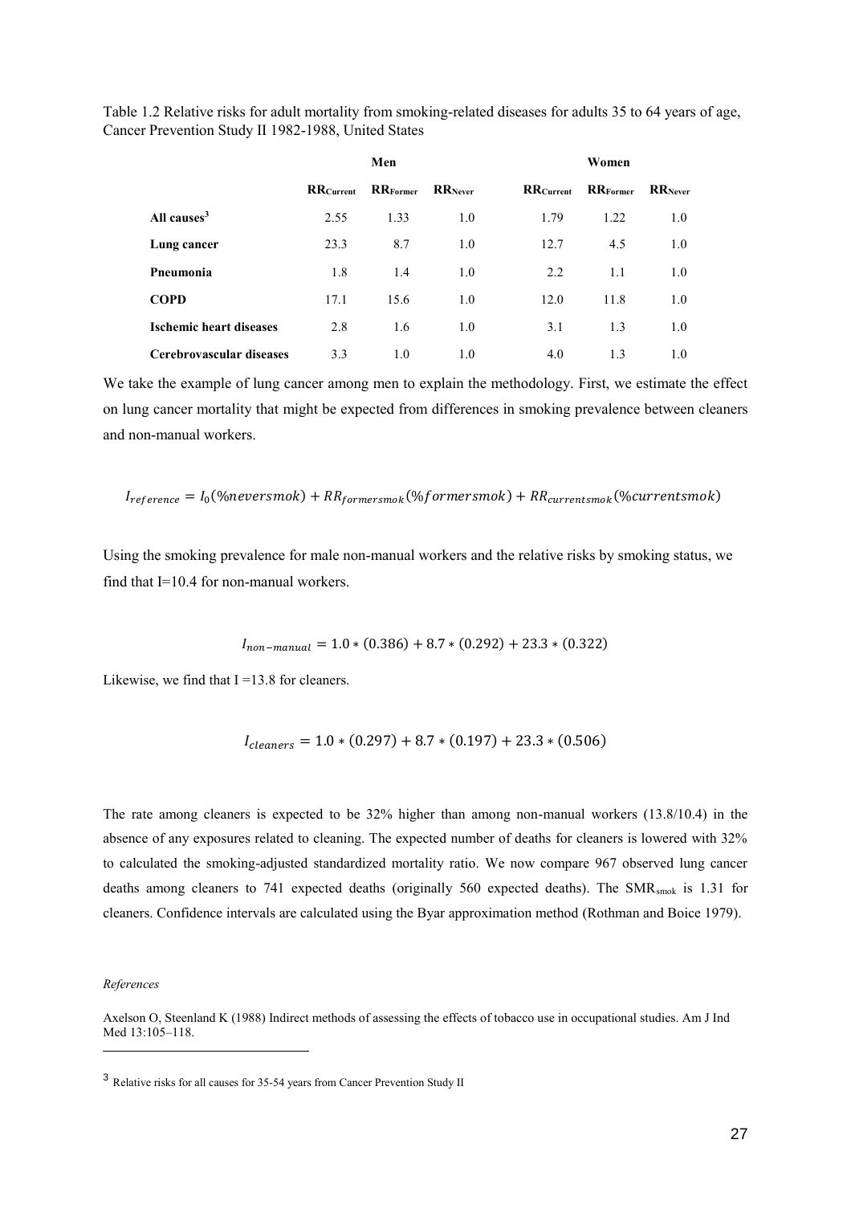Table 1.2 Relative risks for adult mortality from smoking-related diseases for adults 35 to 64 years of age, Cancer Prevention Study II 1982-1988, United States

| | Men | | | Women | | |
|---|---|---|---|---|---|---|
| | $RR_{Current}$ | $RR_{Former}$ | $RR_{Never}$ | $RR_{Current}$ | $RR_{Former}$ | $RR_{Never}$ |
| **All causes**[3] | 2.55 | 1.33 | 1.0 | 1.79 | 1.22 | 1.0 |
| **Lung cancer** | 23.3 | 8.7 | 1.0 | 12.7 | 4.5 | 1.0 |
| **Pneumonia** | 1.8 | 1.4 | 1.0 | 2.2 | 1.1 | 1.0 |
| **COPD** | 17.1 | 15.6 | 1.0 | 12.0 | 11.8 | 1.0 |
| **Ischemic heart diseases** | 2.8 | 1.6 | 1.0 | 3.1 | 1.3 | 1.0 |
| **Cerebrovascular diseases** | 3.3 | 1.0 | 1.0 | 4.0 | 1.3 | 1.0 |

We take the example of lung cancer among men to explain the methodology. First, we estimate the effect on lung cancer mortality that might be expected from differences in smoking prevalence between cleaners and non-manual workers.

$$I_{reference} = I_0(\%neversmok) + RR_{formersmok}(\%formersmok) + RR_{currentsmok}(\%currentsmok)$$

Using the smoking prevalence for male non-manual workers and the relative risks by smoking status, we find that I=10.4 for non-manual workers.

$$I_{non-manual} = 1.0 * (0.386) + 8.7 * (0.292) + 23.3 * (0.322)$$

Likewise, we find that I =13.8 for cleaners.

$$I_{cleaners} = 1.0 * (0.297) + 8.7 * (0.197) + 23.3 * (0.506)$$

The rate among cleaners is expected to be 32% higher than among non-manual workers (13.8/10.4) in the absence of any exposures related to cleaning. The expected number of deaths for cleaners is lowered with 32% to calculated the smoking-adjusted standardized mortality ratio. We now compare 967 observed lung cancer deaths among cleaners to 741 expected deaths (originally 560 expected deaths). The $SMR_{smok}$ is 1.31 for cleaners. Confidence intervals are calculated using the Byar approximation method (Rothman and Boice 1979).

*References*

Axelson O, Steenland K (1988) Indirect methods of assessing the effects of tobacco use in occupational studies. Am J Ind Med 13:105–118.

[3] Relative risks for all causes for 35-54 years from Cancer Prevention Study II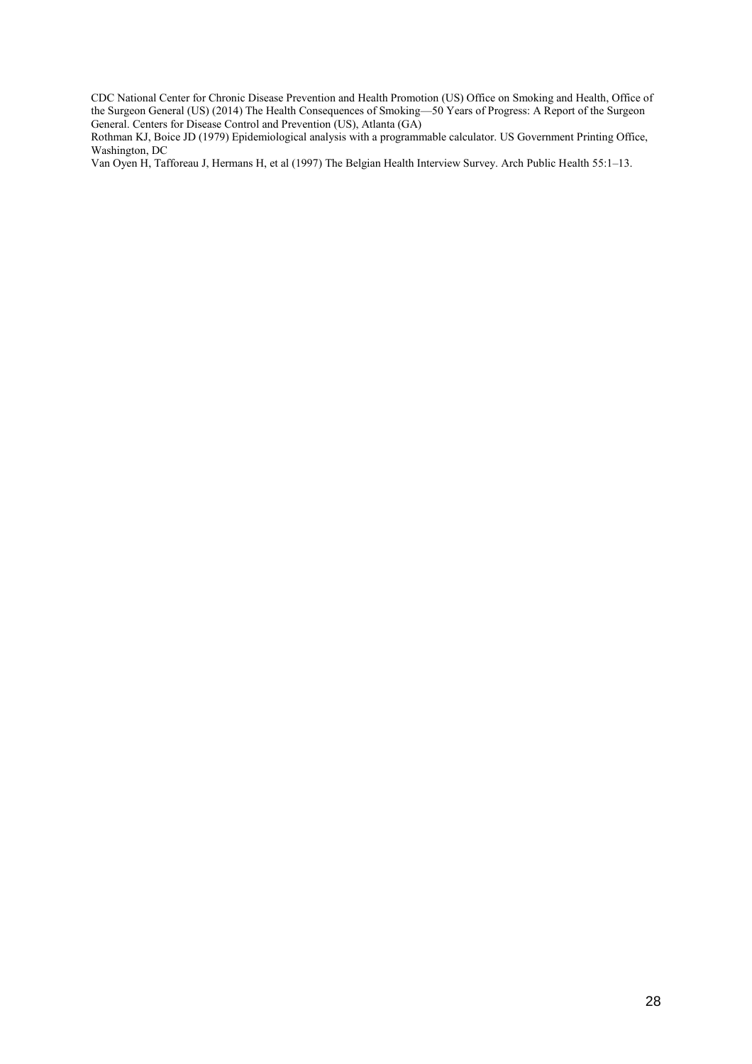CDC National Center for Chronic Disease Prevention and Health Promotion (US) Office on Smoking and Health, Office of the Surgeon General (US) (2014) The Health Consequences of Smoking—50 Years of Progress: A Report of the Surgeon General. Centers for Disease Control and Prevention (US), Atlanta (GA)

Rothman KJ, Boice JD (1979) Epidemiological analysis with a programmable calculator. US Government Printing Office, Washington, DC

Van Oyen H, Tafforeau J, Hermans H, et al (1997) The Belgian Health Interview Survey. Arch Public Health 55:1–13.